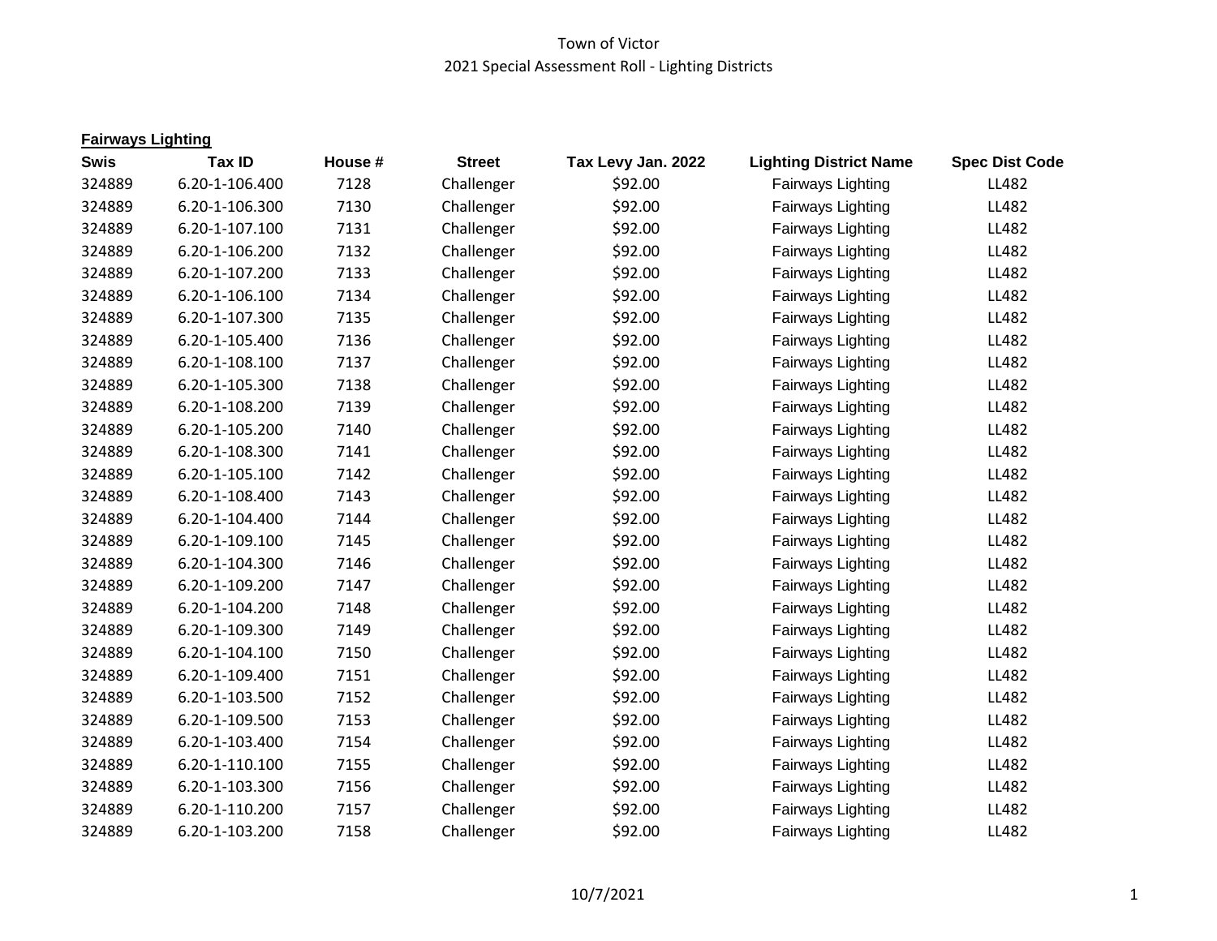# Town of Victor
## 2021 Special Assessment Roll - Lighting Districts

**Fairways Lighting**

| Swis | Tax ID | House # | Street | Tax Levy Jan. 2022 | Lighting District Name | Spec Dist Code |
|---|---|---|---|---|---|---|
| 324889 | 6.20-1-106.400 | 7128 | Challenger | $92.00 | Fairways Lighting | LL482 |
| 324889 | 6.20-1-106.300 | 7130 | Challenger | $92.00 | Fairways Lighting | LL482 |
| 324889 | 6.20-1-107.100 | 7131 | Challenger | $92.00 | Fairways Lighting | LL482 |
| 324889 | 6.20-1-106.200 | 7132 | Challenger | $92.00 | Fairways Lighting | LL482 |
| 324889 | 6.20-1-107.200 | 7133 | Challenger | $92.00 | Fairways Lighting | LL482 |
| 324889 | 6.20-1-106.100 | 7134 | Challenger | $92.00 | Fairways Lighting | LL482 |
| 324889 | 6.20-1-107.300 | 7135 | Challenger | $92.00 | Fairways Lighting | LL482 |
| 324889 | 6.20-1-105.400 | 7136 | Challenger | $92.00 | Fairways Lighting | LL482 |
| 324889 | 6.20-1-108.100 | 7137 | Challenger | $92.00 | Fairways Lighting | LL482 |
| 324889 | 6.20-1-105.300 | 7138 | Challenger | $92.00 | Fairways Lighting | LL482 |
| 324889 | 6.20-1-108.200 | 7139 | Challenger | $92.00 | Fairways Lighting | LL482 |
| 324889 | 6.20-1-105.200 | 7140 | Challenger | $92.00 | Fairways Lighting | LL482 |
| 324889 | 6.20-1-108.300 | 7141 | Challenger | $92.00 | Fairways Lighting | LL482 |
| 324889 | 6.20-1-105.100 | 7142 | Challenger | $92.00 | Fairways Lighting | LL482 |
| 324889 | 6.20-1-108.400 | 7143 | Challenger | $92.00 | Fairways Lighting | LL482 |
| 324889 | 6.20-1-104.400 | 7144 | Challenger | $92.00 | Fairways Lighting | LL482 |
| 324889 | 6.20-1-109.100 | 7145 | Challenger | $92.00 | Fairways Lighting | LL482 |
| 324889 | 6.20-1-104.300 | 7146 | Challenger | $92.00 | Fairways Lighting | LL482 |
| 324889 | 6.20-1-109.200 | 7147 | Challenger | $92.00 | Fairways Lighting | LL482 |
| 324889 | 6.20-1-104.200 | 7148 | Challenger | $92.00 | Fairways Lighting | LL482 |
| 324889 | 6.20-1-109.300 | 7149 | Challenger | $92.00 | Fairways Lighting | LL482 |
| 324889 | 6.20-1-104.100 | 7150 | Challenger | $92.00 | Fairways Lighting | LL482 |
| 324889 | 6.20-1-109.400 | 7151 | Challenger | $92.00 | Fairways Lighting | LL482 |
| 324889 | 6.20-1-103.500 | 7152 | Challenger | $92.00 | Fairways Lighting | LL482 |
| 324889 | 6.20-1-109.500 | 7153 | Challenger | $92.00 | Fairways Lighting | LL482 |
| 324889 | 6.20-1-103.400 | 7154 | Challenger | $92.00 | Fairways Lighting | LL482 |
| 324889 | 6.20-1-110.100 | 7155 | Challenger | $92.00 | Fairways Lighting | LL482 |
| 324889 | 6.20-1-103.300 | 7156 | Challenger | $92.00 | Fairways Lighting | LL482 |
| 324889 | 6.20-1-110.200 | 7157 | Challenger | $92.00 | Fairways Lighting | LL482 |
| 324889 | 6.20-1-103.200 | 7158 | Challenger | $92.00 | Fairways Lighting | LL482 |

10/7/2021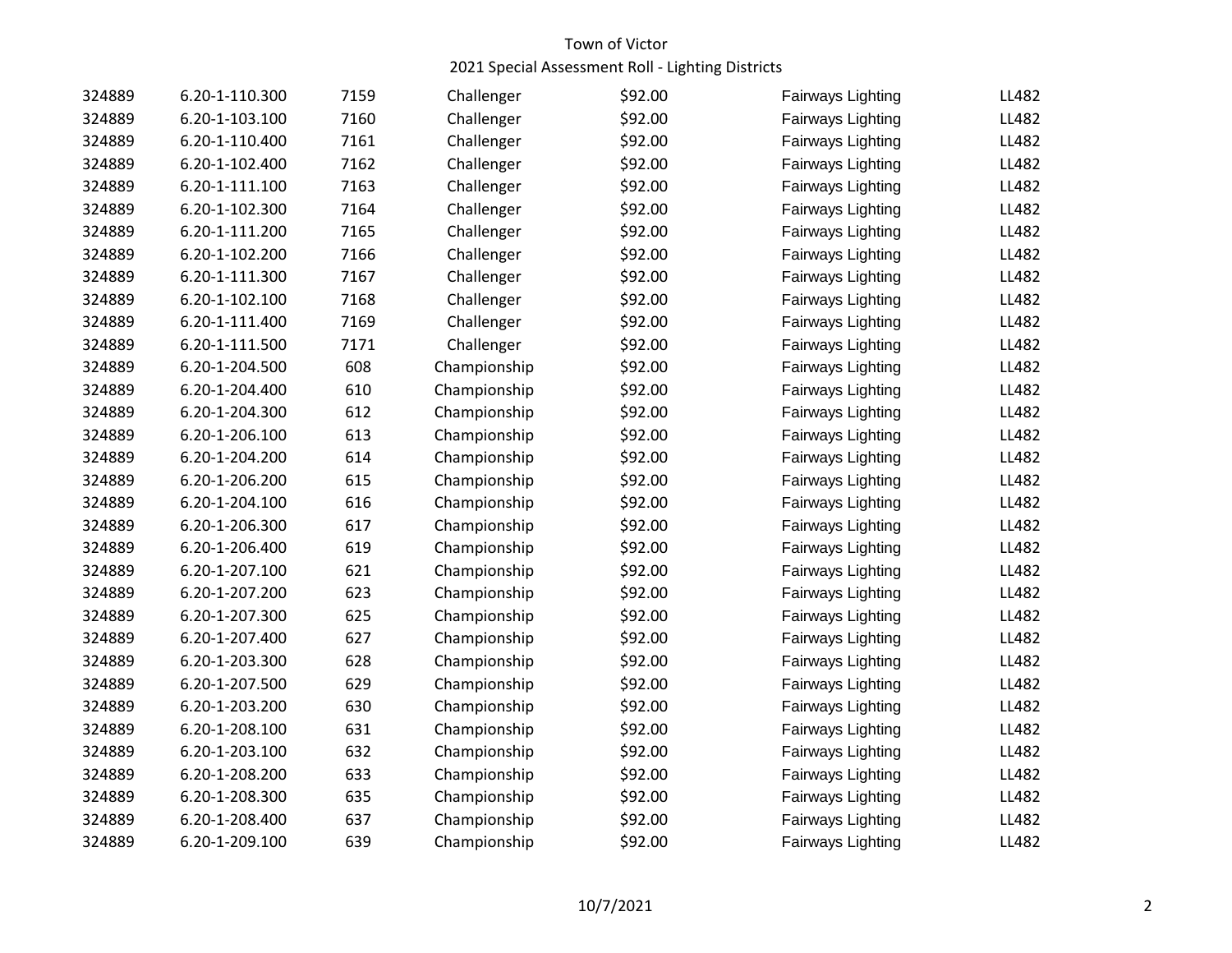Town of Victor

2021 Special Assessment Roll - Lighting Districts

| | | | | | | |
|---|---|---|---|---|---|---|
| 324889 | 6.20-1-110.300 | 7159 | Challenger | $92.00 | Fairways Lighting | LL482 |
| 324889 | 6.20-1-103.100 | 7160 | Challenger | $92.00 | Fairways Lighting | LL482 |
| 324889 | 6.20-1-110.400 | 7161 | Challenger | $92.00 | Fairways Lighting | LL482 |
| 324889 | 6.20-1-102.400 | 7162 | Challenger | $92.00 | Fairways Lighting | LL482 |
| 324889 | 6.20-1-111.100 | 7163 | Challenger | $92.00 | Fairways Lighting | LL482 |
| 324889 | 6.20-1-102.300 | 7164 | Challenger | $92.00 | Fairways Lighting | LL482 |
| 324889 | 6.20-1-111.200 | 7165 | Challenger | $92.00 | Fairways Lighting | LL482 |
| 324889 | 6.20-1-102.200 | 7166 | Challenger | $92.00 | Fairways Lighting | LL482 |
| 324889 | 6.20-1-111.300 | 7167 | Challenger | $92.00 | Fairways Lighting | LL482 |
| 324889 | 6.20-1-102.100 | 7168 | Challenger | $92.00 | Fairways Lighting | LL482 |
| 324889 | 6.20-1-111.400 | 7169 | Challenger | $92.00 | Fairways Lighting | LL482 |
| 324889 | 6.20-1-111.500 | 7171 | Challenger | $92.00 | Fairways Lighting | LL482 |
| 324889 | 6.20-1-204.500 | 608 | Championship | $92.00 | Fairways Lighting | LL482 |
| 324889 | 6.20-1-204.400 | 610 | Championship | $92.00 | Fairways Lighting | LL482 |
| 324889 | 6.20-1-204.300 | 612 | Championship | $92.00 | Fairways Lighting | LL482 |
| 324889 | 6.20-1-206.100 | 613 | Championship | $92.00 | Fairways Lighting | LL482 |
| 324889 | 6.20-1-204.200 | 614 | Championship | $92.00 | Fairways Lighting | LL482 |
| 324889 | 6.20-1-206.200 | 615 | Championship | $92.00 | Fairways Lighting | LL482 |
| 324889 | 6.20-1-204.100 | 616 | Championship | $92.00 | Fairways Lighting | LL482 |
| 324889 | 6.20-1-206.300 | 617 | Championship | $92.00 | Fairways Lighting | LL482 |
| 324889 | 6.20-1-206.400 | 619 | Championship | $92.00 | Fairways Lighting | LL482 |
| 324889 | 6.20-1-207.100 | 621 | Championship | $92.00 | Fairways Lighting | LL482 |
| 324889 | 6.20-1-207.200 | 623 | Championship | $92.00 | Fairways Lighting | LL482 |
| 324889 | 6.20-1-207.300 | 625 | Championship | $92.00 | Fairways Lighting | LL482 |
| 324889 | 6.20-1-207.400 | 627 | Championship | $92.00 | Fairways Lighting | LL482 |
| 324889 | 6.20-1-203.300 | 628 | Championship | $92.00 | Fairways Lighting | LL482 |
| 324889 | 6.20-1-207.500 | 629 | Championship | $92.00 | Fairways Lighting | LL482 |
| 324889 | 6.20-1-203.200 | 630 | Championship | $92.00 | Fairways Lighting | LL482 |
| 324889 | 6.20-1-208.100 | 631 | Championship | $92.00 | Fairways Lighting | LL482 |
| 324889 | 6.20-1-203.100 | 632 | Championship | $92.00 | Fairways Lighting | LL482 |
| 324889 | 6.20-1-208.200 | 633 | Championship | $92.00 | Fairways Lighting | LL482 |
| 324889 | 6.20-1-208.300 | 635 | Championship | $92.00 | Fairways Lighting | LL482 |
| 324889 | 6.20-1-208.400 | 637 | Championship | $92.00 | Fairways Lighting | LL482 |
| 324889 | 6.20-1-209.100 | 639 | Championship | $92.00 | Fairways Lighting | LL482 |

10/7/2021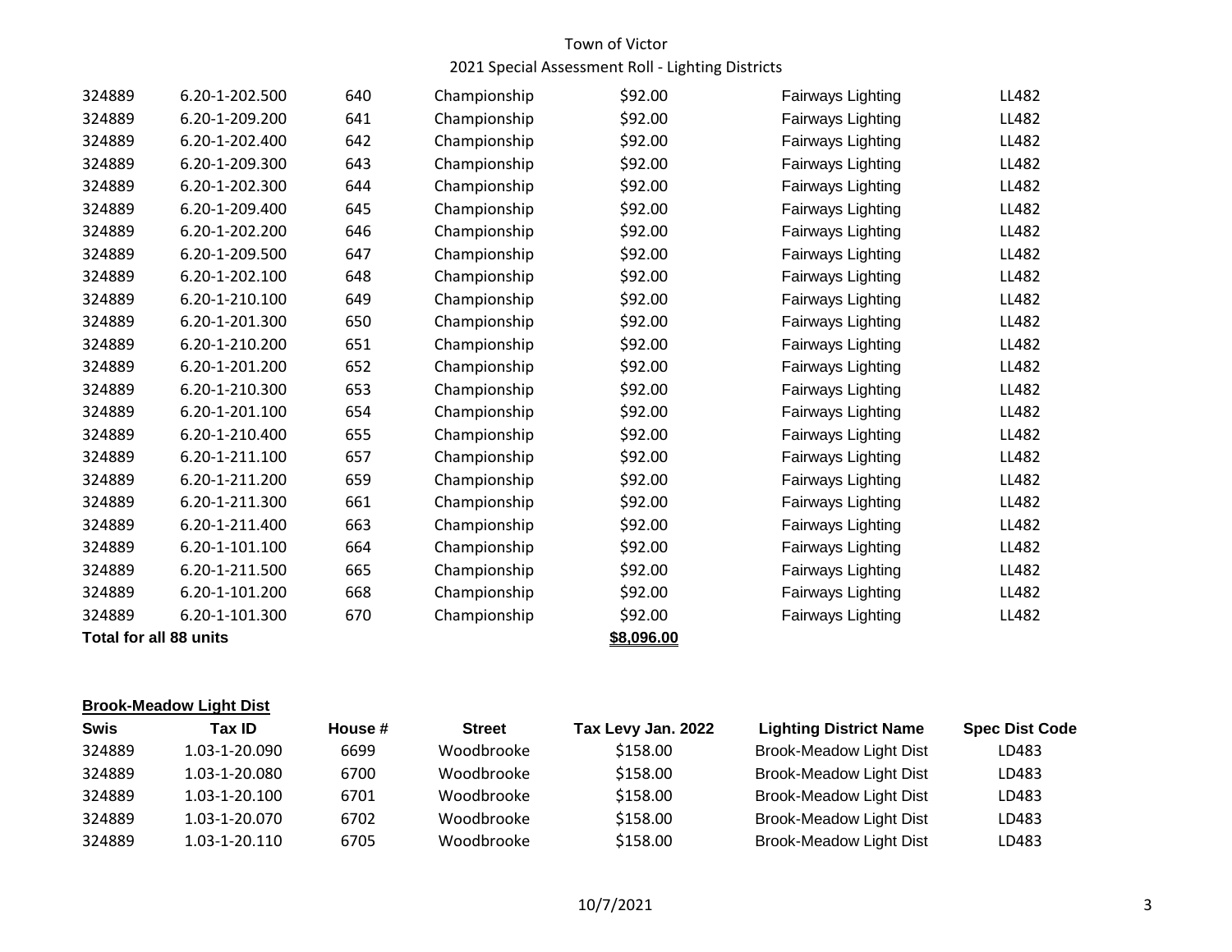| | | | | | | |
|---|---|---|---|---|---|---|
| 324889 | 6.20-1-202.500 | 640 | Championship | $92.00 | Fairways Lighting | LL482 |
| 324889 | 6.20-1-209.200 | 641 | Championship | $92.00 | Fairways Lighting | LL482 |
| 324889 | 6.20-1-202.400 | 642 | Championship | $92.00 | Fairways Lighting | LL482 |
| 324889 | 6.20-1-209.300 | 643 | Championship | $92.00 | Fairways Lighting | LL482 |
| 324889 | 6.20-1-202.300 | 644 | Championship | $92.00 | Fairways Lighting | LL482 |
| 324889 | 6.20-1-209.400 | 645 | Championship | $92.00 | Fairways Lighting | LL482 |
| 324889 | 6.20-1-202.200 | 646 | Championship | $92.00 | Fairways Lighting | LL482 |
| 324889 | 6.20-1-209.500 | 647 | Championship | $92.00 | Fairways Lighting | LL482 |
| 324889 | 6.20-1-202.100 | 648 | Championship | $92.00 | Fairways Lighting | LL482 |
| 324889 | 6.20-1-210.100 | 649 | Championship | $92.00 | Fairways Lighting | LL482 |
| 324889 | 6.20-1-201.300 | 650 | Championship | $92.00 | Fairways Lighting | LL482 |
| 324889 | 6.20-1-210.200 | 651 | Championship | $92.00 | Fairways Lighting | LL482 |
| 324889 | 6.20-1-201.200 | 652 | Championship | $92.00 | Fairways Lighting | LL482 |
| 324889 | 6.20-1-210.300 | 653 | Championship | $92.00 | Fairways Lighting | LL482 |
| 324889 | 6.20-1-201.100 | 654 | Championship | $92.00 | Fairways Lighting | LL482 |
| 324889 | 6.20-1-210.400 | 655 | Championship | $92.00 | Fairways Lighting | LL482 |
| 324889 | 6.20-1-211.100 | 657 | Championship | $92.00 | Fairways Lighting | LL482 |
| 324889 | 6.20-1-211.200 | 659 | Championship | $92.00 | Fairways Lighting | LL482 |
| 324889 | 6.20-1-211.300 | 661 | Championship | $92.00 | Fairways Lighting | LL482 |
| 324889 | 6.20-1-211.400 | 663 | Championship | $92.00 | Fairways Lighting | LL482 |
| 324889 | 6.20-1-101.100 | 664 | Championship | $92.00 | Fairways Lighting | LL482 |
| 324889 | 6.20-1-211.500 | 665 | Championship | $92.00 | Fairways Lighting | LL482 |
| 324889 | 6.20-1-101.200 | 668 | Championship | $92.00 | Fairways Lighting | LL482 |
| 324889 | 6.20-1-101.300 | 670 | Championship | $92.00 | Fairways Lighting | LL482 |
| **Total for all 88 units** | | | | **$8,096.00** | | |

**Brook-Meadow Light Dist**

| Swis | Tax ID | House # | Street | Tax Levy Jan. 2022 | Lighting District Name | Spec Dist Code |
|---|---|---|---|---|---|---|
| 324889 | 1.03-1-20.090 | 6699 | Woodbrooke | $158.00 | Brook-Meadow Light Dist | LD483 |
| 324889 | 1.03-1-20.080 | 6700 | Woodbrooke | $158.00 | Brook-Meadow Light Dist | LD483 |
| 324889 | 1.03-1-20.100 | 6701 | Woodbrooke | $158.00 | Brook-Meadow Light Dist | LD483 |
| 324889 | 1.03-1-20.070 | 6702 | Woodbrooke | $158.00 | Brook-Meadow Light Dist | LD483 |
| 324889 | 1.03-1-20.110 | 6705 | Woodbrooke | $158.00 | Brook-Meadow Light Dist | LD483 |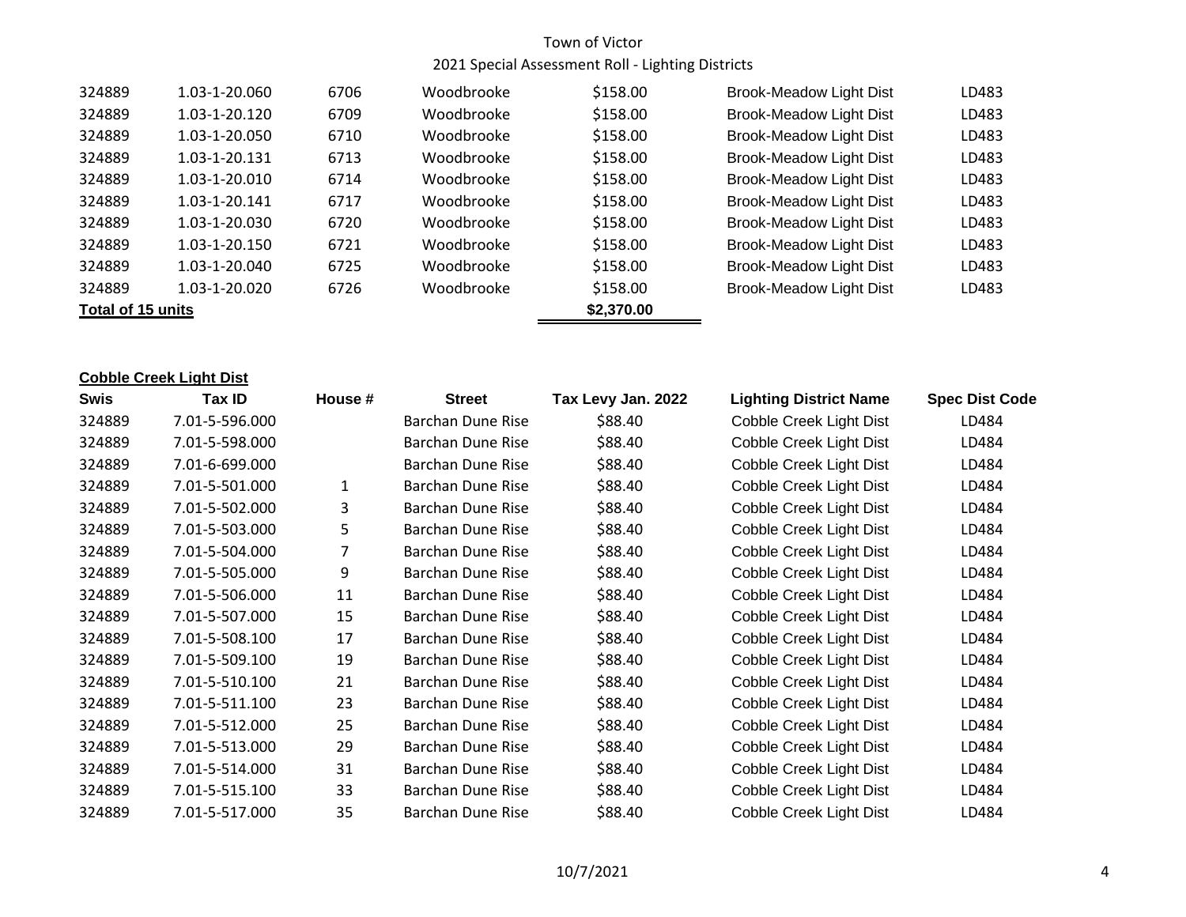Town of Victor

2021 Special Assessment Roll - Lighting Districts

| | | | | | | |
|---|---|---|---|---|---|---|
| 324889 | 1.03-1-20.060 | 6706 | Woodbrooke | $158.00 | Brook-Meadow Light Dist | LD483 |
| 324889 | 1.03-1-20.120 | 6709 | Woodbrooke | $158.00 | Brook-Meadow Light Dist | LD483 |
| 324889 | 1.03-1-20.050 | 6710 | Woodbrooke | $158.00 | Brook-Meadow Light Dist | LD483 |
| 324889 | 1.03-1-20.131 | 6713 | Woodbrooke | $158.00 | Brook-Meadow Light Dist | LD483 |
| 324889 | 1.03-1-20.010 | 6714 | Woodbrooke | $158.00 | Brook-Meadow Light Dist | LD483 |
| 324889 | 1.03-1-20.141 | 6717 | Woodbrooke | $158.00 | Brook-Meadow Light Dist | LD483 |
| 324889 | 1.03-1-20.030 | 6720 | Woodbrooke | $158.00 | Brook-Meadow Light Dist | LD483 |
| 324889 | 1.03-1-20.150 | 6721 | Woodbrooke | $158.00 | Brook-Meadow Light Dist | LD483 |
| 324889 | 1.03-1-20.040 | 6725 | Woodbrooke | $158.00 | Brook-Meadow Light Dist | LD483 |
| 324889 | 1.03-1-20.020 | 6726 | Woodbrooke | $158.00 | Brook-Meadow Light Dist | LD483 |
| **Total of 15 units** | | | | **$2,370.00** | | |

**Cobble Creek Light Dist**

| Swis | Tax ID | House # | Street | Tax Levy Jan. 2022 | Lighting District Name | Spec Dist Code |
|---|---|---|---|---|---|---|
| 324889 | 7.01-5-596.000 | | Barchan Dune Rise | $88.40 | Cobble Creek Light Dist | LD484 |
| 324889 | 7.01-5-598.000 | | Barchan Dune Rise | $88.40 | Cobble Creek Light Dist | LD484 |
| 324889 | 7.01-6-699.000 | | Barchan Dune Rise | $88.40 | Cobble Creek Light Dist | LD484 |
| 324889 | 7.01-5-501.000 | 1 | Barchan Dune Rise | $88.40 | Cobble Creek Light Dist | LD484 |
| 324889 | 7.01-5-502.000 | 3 | Barchan Dune Rise | $88.40 | Cobble Creek Light Dist | LD484 |
| 324889 | 7.01-5-503.000 | 5 | Barchan Dune Rise | $88.40 | Cobble Creek Light Dist | LD484 |
| 324889 | 7.01-5-504.000 | 7 | Barchan Dune Rise | $88.40 | Cobble Creek Light Dist | LD484 |
| 324889 | 7.01-5-505.000 | 9 | Barchan Dune Rise | $88.40 | Cobble Creek Light Dist | LD484 |
| 324889 | 7.01-5-506.000 | 11 | Barchan Dune Rise | $88.40 | Cobble Creek Light Dist | LD484 |
| 324889 | 7.01-5-507.000 | 15 | Barchan Dune Rise | $88.40 | Cobble Creek Light Dist | LD484 |
| 324889 | 7.01-5-508.100 | 17 | Barchan Dune Rise | $88.40 | Cobble Creek Light Dist | LD484 |
| 324889 | 7.01-5-509.100 | 19 | Barchan Dune Rise | $88.40 | Cobble Creek Light Dist | LD484 |
| 324889 | 7.01-5-510.100 | 21 | Barchan Dune Rise | $88.40 | Cobble Creek Light Dist | LD484 |
| 324889 | 7.01-5-511.100 | 23 | Barchan Dune Rise | $88.40 | Cobble Creek Light Dist | LD484 |
| 324889 | 7.01-5-512.000 | 25 | Barchan Dune Rise | $88.40 | Cobble Creek Light Dist | LD484 |
| 324889 | 7.01-5-513.000 | 29 | Barchan Dune Rise | $88.40 | Cobble Creek Light Dist | LD484 |
| 324889 | 7.01-5-514.000 | 31 | Barchan Dune Rise | $88.40 | Cobble Creek Light Dist | LD484 |
| 324889 | 7.01-5-515.100 | 33 | Barchan Dune Rise | $88.40 | Cobble Creek Light Dist | LD484 |
| 324889 | 7.01-5-517.000 | 35 | Barchan Dune Rise | $88.40 | Cobble Creek Light Dist | LD484 |

10/7/2021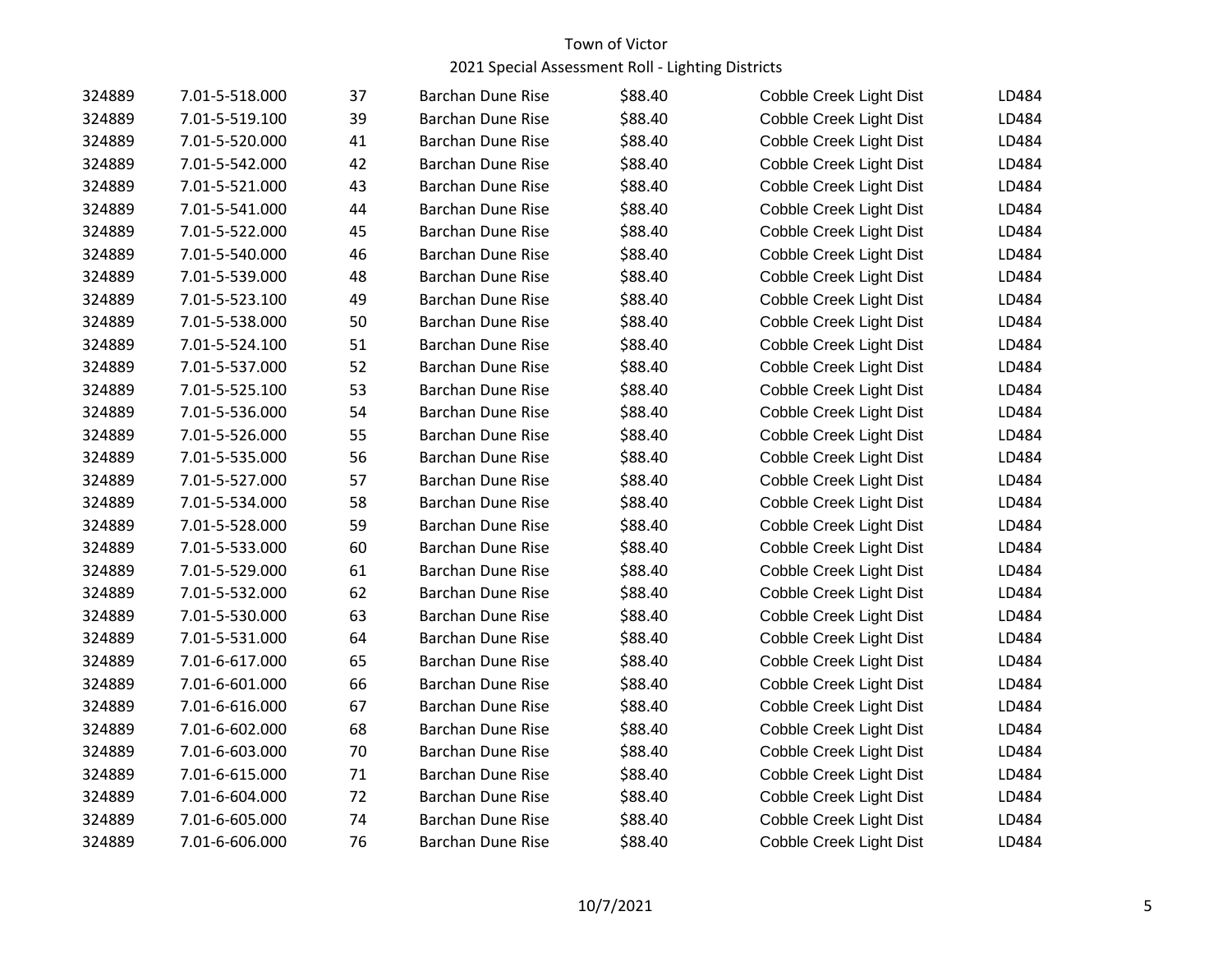Town of Victor

2021 Special Assessment Roll - Lighting Districts

| | | | | | | |
|---|---|---|---|---|---|---|
| 324889 | 7.01-5-518.000 | 37 | Barchan Dune Rise | $88.40 | Cobble Creek Light Dist | LD484 |
| 324889 | 7.01-5-519.100 | 39 | Barchan Dune Rise | $88.40 | Cobble Creek Light Dist | LD484 |
| 324889 | 7.01-5-520.000 | 41 | Barchan Dune Rise | $88.40 | Cobble Creek Light Dist | LD484 |
| 324889 | 7.01-5-542.000 | 42 | Barchan Dune Rise | $88.40 | Cobble Creek Light Dist | LD484 |
| 324889 | 7.01-5-521.000 | 43 | Barchan Dune Rise | $88.40 | Cobble Creek Light Dist | LD484 |
| 324889 | 7.01-5-541.000 | 44 | Barchan Dune Rise | $88.40 | Cobble Creek Light Dist | LD484 |
| 324889 | 7.01-5-522.000 | 45 | Barchan Dune Rise | $88.40 | Cobble Creek Light Dist | LD484 |
| 324889 | 7.01-5-540.000 | 46 | Barchan Dune Rise | $88.40 | Cobble Creek Light Dist | LD484 |
| 324889 | 7.01-5-539.000 | 48 | Barchan Dune Rise | $88.40 | Cobble Creek Light Dist | LD484 |
| 324889 | 7.01-5-523.100 | 49 | Barchan Dune Rise | $88.40 | Cobble Creek Light Dist | LD484 |
| 324889 | 7.01-5-538.000 | 50 | Barchan Dune Rise | $88.40 | Cobble Creek Light Dist | LD484 |
| 324889 | 7.01-5-524.100 | 51 | Barchan Dune Rise | $88.40 | Cobble Creek Light Dist | LD484 |
| 324889 | 7.01-5-537.000 | 52 | Barchan Dune Rise | $88.40 | Cobble Creek Light Dist | LD484 |
| 324889 | 7.01-5-525.100 | 53 | Barchan Dune Rise | $88.40 | Cobble Creek Light Dist | LD484 |
| 324889 | 7.01-5-536.000 | 54 | Barchan Dune Rise | $88.40 | Cobble Creek Light Dist | LD484 |
| 324889 | 7.01-5-526.000 | 55 | Barchan Dune Rise | $88.40 | Cobble Creek Light Dist | LD484 |
| 324889 | 7.01-5-535.000 | 56 | Barchan Dune Rise | $88.40 | Cobble Creek Light Dist | LD484 |
| 324889 | 7.01-5-527.000 | 57 | Barchan Dune Rise | $88.40 | Cobble Creek Light Dist | LD484 |
| 324889 | 7.01-5-534.000 | 58 | Barchan Dune Rise | $88.40 | Cobble Creek Light Dist | LD484 |
| 324889 | 7.01-5-528.000 | 59 | Barchan Dune Rise | $88.40 | Cobble Creek Light Dist | LD484 |
| 324889 | 7.01-5-533.000 | 60 | Barchan Dune Rise | $88.40 | Cobble Creek Light Dist | LD484 |
| 324889 | 7.01-5-529.000 | 61 | Barchan Dune Rise | $88.40 | Cobble Creek Light Dist | LD484 |
| 324889 | 7.01-5-532.000 | 62 | Barchan Dune Rise | $88.40 | Cobble Creek Light Dist | LD484 |
| 324889 | 7.01-5-530.000 | 63 | Barchan Dune Rise | $88.40 | Cobble Creek Light Dist | LD484 |
| 324889 | 7.01-5-531.000 | 64 | Barchan Dune Rise | $88.40 | Cobble Creek Light Dist | LD484 |
| 324889 | 7.01-6-617.000 | 65 | Barchan Dune Rise | $88.40 | Cobble Creek Light Dist | LD484 |
| 324889 | 7.01-6-601.000 | 66 | Barchan Dune Rise | $88.40 | Cobble Creek Light Dist | LD484 |
| 324889 | 7.01-6-616.000 | 67 | Barchan Dune Rise | $88.40 | Cobble Creek Light Dist | LD484 |
| 324889 | 7.01-6-602.000 | 68 | Barchan Dune Rise | $88.40 | Cobble Creek Light Dist | LD484 |
| 324889 | 7.01-6-603.000 | 70 | Barchan Dune Rise | $88.40 | Cobble Creek Light Dist | LD484 |
| 324889 | 7.01-6-615.000 | 71 | Barchan Dune Rise | $88.40 | Cobble Creek Light Dist | LD484 |
| 324889 | 7.01-6-604.000 | 72 | Barchan Dune Rise | $88.40 | Cobble Creek Light Dist | LD484 |
| 324889 | 7.01-6-605.000 | 74 | Barchan Dune Rise | $88.40 | Cobble Creek Light Dist | LD484 |
| 324889 | 7.01-6-606.000 | 76 | Barchan Dune Rise | $88.40 | Cobble Creek Light Dist | LD484 |

10/7/2021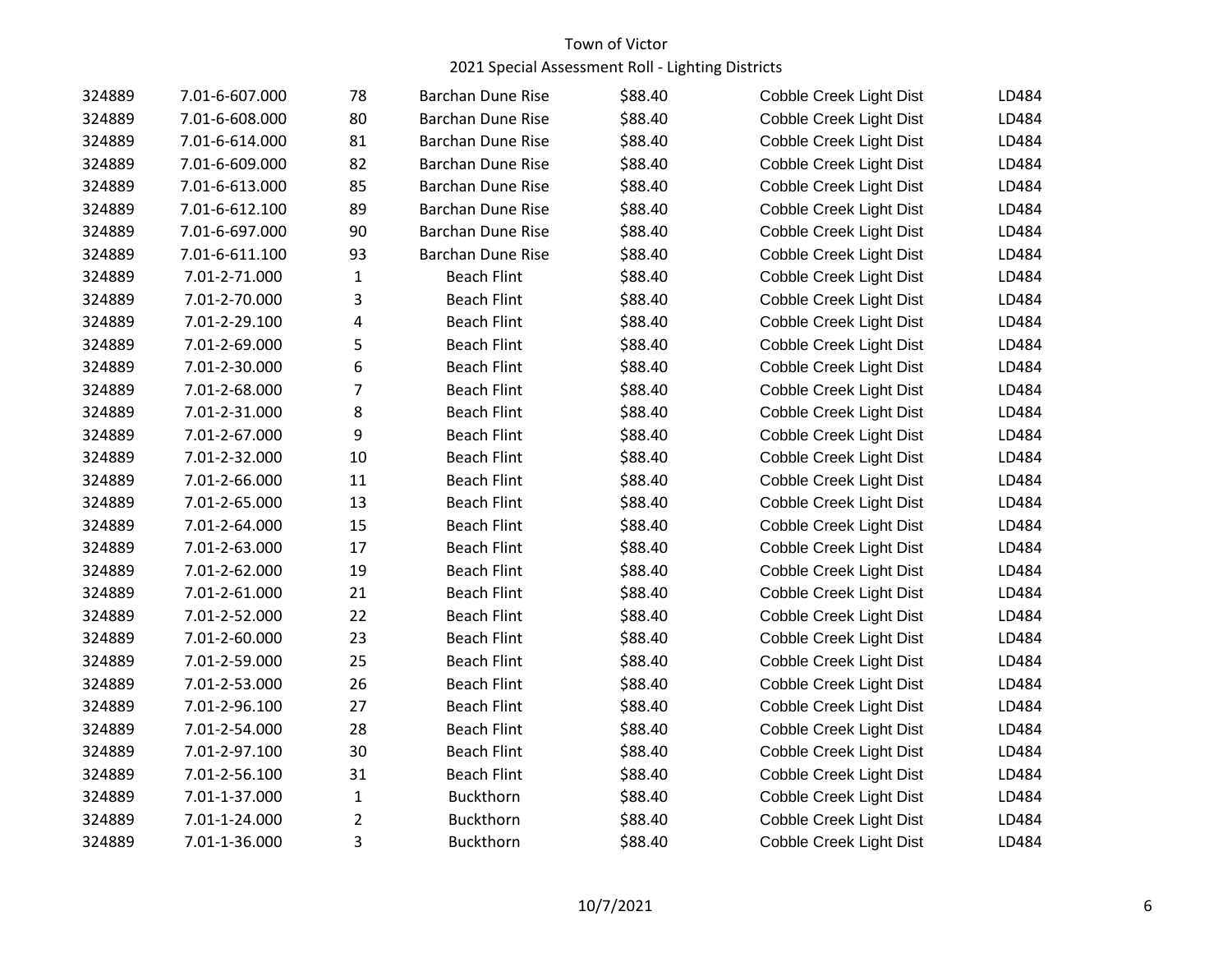Town of Victor
2021 Special Assessment Roll - Lighting Districts

| | | | | | | |
|---|---|---|---|---|---|---|
| 324889 | 7.01-6-607.000 | 78 | Barchan Dune Rise | $88.40 | Cobble Creek Light Dist | LD484 |
| 324889 | 7.01-6-608.000 | 80 | Barchan Dune Rise | $88.40 | Cobble Creek Light Dist | LD484 |
| 324889 | 7.01-6-614.000 | 81 | Barchan Dune Rise | $88.40 | Cobble Creek Light Dist | LD484 |
| 324889 | 7.01-6-609.000 | 82 | Barchan Dune Rise | $88.40 | Cobble Creek Light Dist | LD484 |
| 324889 | 7.01-6-613.000 | 85 | Barchan Dune Rise | $88.40 | Cobble Creek Light Dist | LD484 |
| 324889 | 7.01-6-612.100 | 89 | Barchan Dune Rise | $88.40 | Cobble Creek Light Dist | LD484 |
| 324889 | 7.01-6-697.000 | 90 | Barchan Dune Rise | $88.40 | Cobble Creek Light Dist | LD484 |
| 324889 | 7.01-6-611.100 | 93 | Barchan Dune Rise | $88.40 | Cobble Creek Light Dist | LD484 |
| 324889 | 7.01-2-71.000 | 1 | Beach Flint | $88.40 | Cobble Creek Light Dist | LD484 |
| 324889 | 7.01-2-70.000 | 3 | Beach Flint | $88.40 | Cobble Creek Light Dist | LD484 |
| 324889 | 7.01-2-29.100 | 4 | Beach Flint | $88.40 | Cobble Creek Light Dist | LD484 |
| 324889 | 7.01-2-69.000 | 5 | Beach Flint | $88.40 | Cobble Creek Light Dist | LD484 |
| 324889 | 7.01-2-30.000 | 6 | Beach Flint | $88.40 | Cobble Creek Light Dist | LD484 |
| 324889 | 7.01-2-68.000 | 7 | Beach Flint | $88.40 | Cobble Creek Light Dist | LD484 |
| 324889 | 7.01-2-31.000 | 8 | Beach Flint | $88.40 | Cobble Creek Light Dist | LD484 |
| 324889 | 7.01-2-67.000 | 9 | Beach Flint | $88.40 | Cobble Creek Light Dist | LD484 |
| 324889 | 7.01-2-32.000 | 10 | Beach Flint | $88.40 | Cobble Creek Light Dist | LD484 |
| 324889 | 7.01-2-66.000 | 11 | Beach Flint | $88.40 | Cobble Creek Light Dist | LD484 |
| 324889 | 7.01-2-65.000 | 13 | Beach Flint | $88.40 | Cobble Creek Light Dist | LD484 |
| 324889 | 7.01-2-64.000 | 15 | Beach Flint | $88.40 | Cobble Creek Light Dist | LD484 |
| 324889 | 7.01-2-63.000 | 17 | Beach Flint | $88.40 | Cobble Creek Light Dist | LD484 |
| 324889 | 7.01-2-62.000 | 19 | Beach Flint | $88.40 | Cobble Creek Light Dist | LD484 |
| 324889 | 7.01-2-61.000 | 21 | Beach Flint | $88.40 | Cobble Creek Light Dist | LD484 |
| 324889 | 7.01-2-52.000 | 22 | Beach Flint | $88.40 | Cobble Creek Light Dist | LD484 |
| 324889 | 7.01-2-60.000 | 23 | Beach Flint | $88.40 | Cobble Creek Light Dist | LD484 |
| 324889 | 7.01-2-59.000 | 25 | Beach Flint | $88.40 | Cobble Creek Light Dist | LD484 |
| 324889 | 7.01-2-53.000 | 26 | Beach Flint | $88.40 | Cobble Creek Light Dist | LD484 |
| 324889 | 7.01-2-96.100 | 27 | Beach Flint | $88.40 | Cobble Creek Light Dist | LD484 |
| 324889 | 7.01-2-54.000 | 28 | Beach Flint | $88.40 | Cobble Creek Light Dist | LD484 |
| 324889 | 7.01-2-97.100 | 30 | Beach Flint | $88.40 | Cobble Creek Light Dist | LD484 |
| 324889 | 7.01-2-56.100 | 31 | Beach Flint | $88.40 | Cobble Creek Light Dist | LD484 |
| 324889 | 7.01-1-37.000 | 1 | Buckthorn | $88.40 | Cobble Creek Light Dist | LD484 |
| 324889 | 7.01-1-24.000 | 2 | Buckthorn | $88.40 | Cobble Creek Light Dist | LD484 |
| 324889 | 7.01-1-36.000 | 3 | Buckthorn | $88.40 | Cobble Creek Light Dist | LD484 |

10/7/2021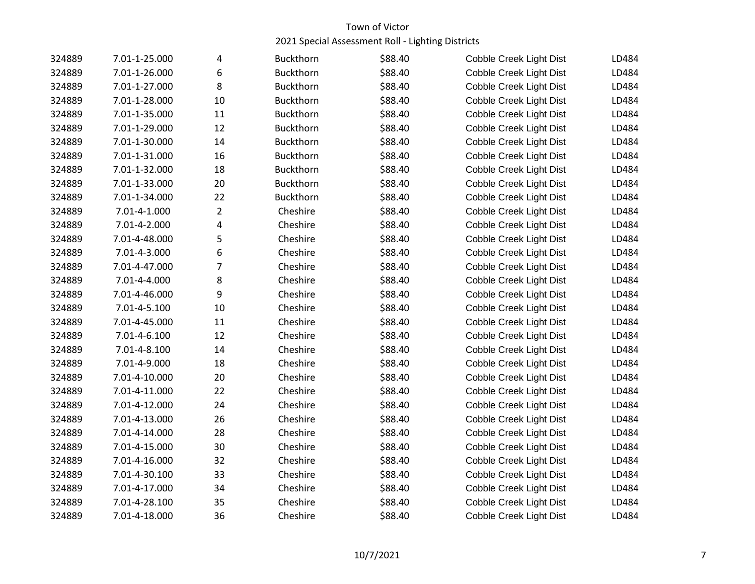Town of Victor

2021 Special Assessment Roll - Lighting Districts

| | | | | | | |
|---|---|---|---|---|---|---|
| 324889 | 7.01-1-25.000 | 4 | Buckthorn | $88.40 | Cobble Creek Light Dist | LD484 |
| 324889 | 7.01-1-26.000 | 6 | Buckthorn | $88.40 | Cobble Creek Light Dist | LD484 |
| 324889 | 7.01-1-27.000 | 8 | Buckthorn | $88.40 | Cobble Creek Light Dist | LD484 |
| 324889 | 7.01-1-28.000 | 10 | Buckthorn | $88.40 | Cobble Creek Light Dist | LD484 |
| 324889 | 7.01-1-35.000 | 11 | Buckthorn | $88.40 | Cobble Creek Light Dist | LD484 |
| 324889 | 7.01-1-29.000 | 12 | Buckthorn | $88.40 | Cobble Creek Light Dist | LD484 |
| 324889 | 7.01-1-30.000 | 14 | Buckthorn | $88.40 | Cobble Creek Light Dist | LD484 |
| 324889 | 7.01-1-31.000 | 16 | Buckthorn | $88.40 | Cobble Creek Light Dist | LD484 |
| 324889 | 7.01-1-32.000 | 18 | Buckthorn | $88.40 | Cobble Creek Light Dist | LD484 |
| 324889 | 7.01-1-33.000 | 20 | Buckthorn | $88.40 | Cobble Creek Light Dist | LD484 |
| 324889 | 7.01-1-34.000 | 22 | Buckthorn | $88.40 | Cobble Creek Light Dist | LD484 |
| 324889 | 7.01-4-1.000 | 2 | Cheshire | $88.40 | Cobble Creek Light Dist | LD484 |
| 324889 | 7.01-4-2.000 | 4 | Cheshire | $88.40 | Cobble Creek Light Dist | LD484 |
| 324889 | 7.01-4-48.000 | 5 | Cheshire | $88.40 | Cobble Creek Light Dist | LD484 |
| 324889 | 7.01-4-3.000 | 6 | Cheshire | $88.40 | Cobble Creek Light Dist | LD484 |
| 324889 | 7.01-4-47.000 | 7 | Cheshire | $88.40 | Cobble Creek Light Dist | LD484 |
| 324889 | 7.01-4-4.000 | 8 | Cheshire | $88.40 | Cobble Creek Light Dist | LD484 |
| 324889 | 7.01-4-46.000 | 9 | Cheshire | $88.40 | Cobble Creek Light Dist | LD484 |
| 324889 | 7.01-4-5.100 | 10 | Cheshire | $88.40 | Cobble Creek Light Dist | LD484 |
| 324889 | 7.01-4-45.000 | 11 | Cheshire | $88.40 | Cobble Creek Light Dist | LD484 |
| 324889 | 7.01-4-6.100 | 12 | Cheshire | $88.40 | Cobble Creek Light Dist | LD484 |
| 324889 | 7.01-4-8.100 | 14 | Cheshire | $88.40 | Cobble Creek Light Dist | LD484 |
| 324889 | 7.01-4-9.000 | 18 | Cheshire | $88.40 | Cobble Creek Light Dist | LD484 |
| 324889 | 7.01-4-10.000 | 20 | Cheshire | $88.40 | Cobble Creek Light Dist | LD484 |
| 324889 | 7.01-4-11.000 | 22 | Cheshire | $88.40 | Cobble Creek Light Dist | LD484 |
| 324889 | 7.01-4-12.000 | 24 | Cheshire | $88.40 | Cobble Creek Light Dist | LD484 |
| 324889 | 7.01-4-13.000 | 26 | Cheshire | $88.40 | Cobble Creek Light Dist | LD484 |
| 324889 | 7.01-4-14.000 | 28 | Cheshire | $88.40 | Cobble Creek Light Dist | LD484 |
| 324889 | 7.01-4-15.000 | 30 | Cheshire | $88.40 | Cobble Creek Light Dist | LD484 |
| 324889 | 7.01-4-16.000 | 32 | Cheshire | $88.40 | Cobble Creek Light Dist | LD484 |
| 324889 | 7.01-4-30.100 | 33 | Cheshire | $88.40 | Cobble Creek Light Dist | LD484 |
| 324889 | 7.01-4-17.000 | 34 | Cheshire | $88.40 | Cobble Creek Light Dist | LD484 |
| 324889 | 7.01-4-28.100 | 35 | Cheshire | $88.40 | Cobble Creek Light Dist | LD484 |
| 324889 | 7.01-4-18.000 | 36 | Cheshire | $88.40 | Cobble Creek Light Dist | LD484 |

10/7/2021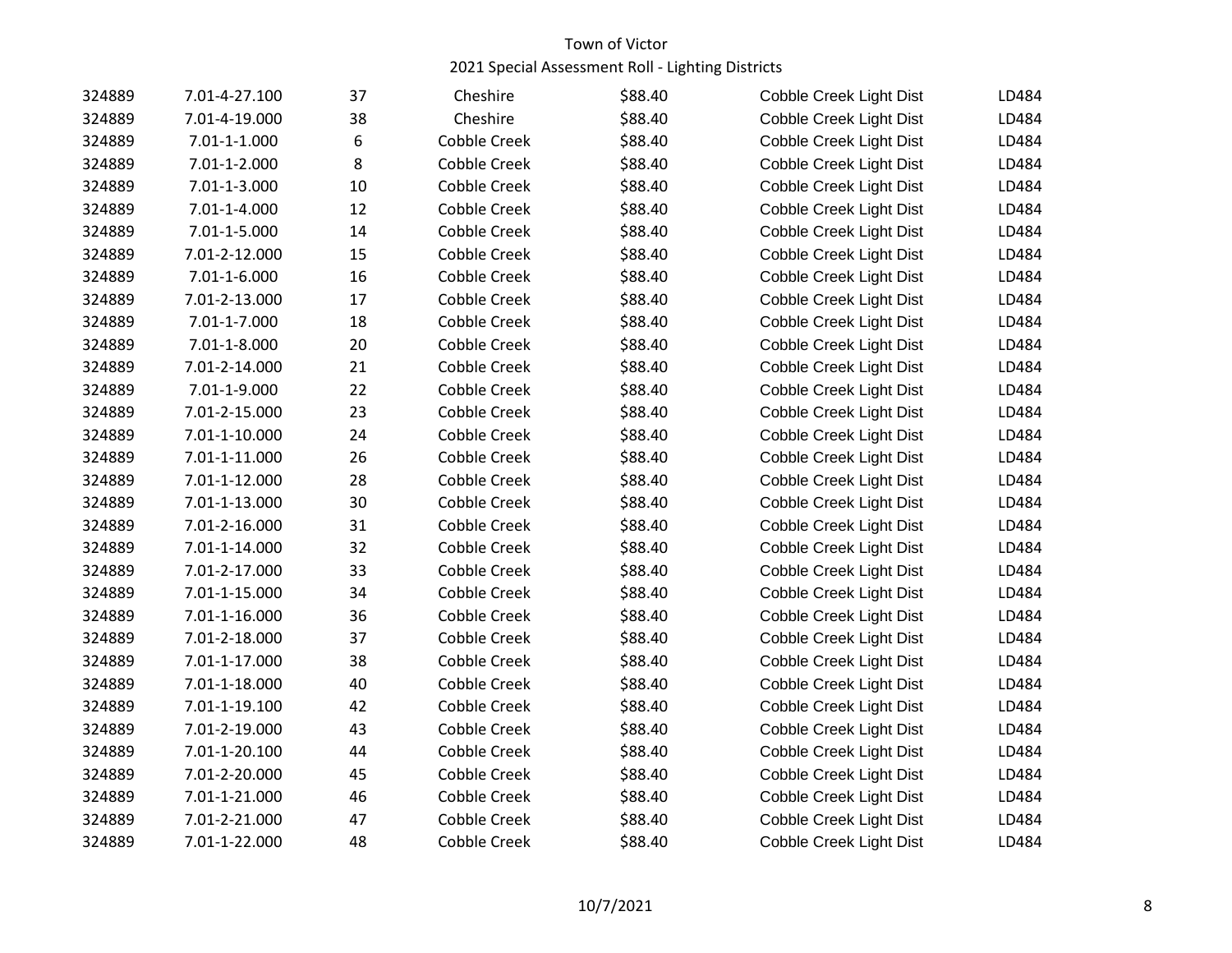Town of Victor
2021 Special Assessment Roll - Lighting Districts

| | | | | | | |
|---|---|---|---|---|---|---|
| 324889 | 7.01-4-27.100 | 37 | Cheshire | $88.40 | Cobble Creek Light Dist | LD484 |
| 324889 | 7.01-4-19.000 | 38 | Cheshire | $88.40 | Cobble Creek Light Dist | LD484 |
| 324889 | 7.01-1-1.000 | 6 | Cobble Creek | $88.40 | Cobble Creek Light Dist | LD484 |
| 324889 | 7.01-1-2.000 | 8 | Cobble Creek | $88.40 | Cobble Creek Light Dist | LD484 |
| 324889 | 7.01-1-3.000 | 10 | Cobble Creek | $88.40 | Cobble Creek Light Dist | LD484 |
| 324889 | 7.01-1-4.000 | 12 | Cobble Creek | $88.40 | Cobble Creek Light Dist | LD484 |
| 324889 | 7.01-1-5.000 | 14 | Cobble Creek | $88.40 | Cobble Creek Light Dist | LD484 |
| 324889 | 7.01-2-12.000 | 15 | Cobble Creek | $88.40 | Cobble Creek Light Dist | LD484 |
| 324889 | 7.01-1-6.000 | 16 | Cobble Creek | $88.40 | Cobble Creek Light Dist | LD484 |
| 324889 | 7.01-2-13.000 | 17 | Cobble Creek | $88.40 | Cobble Creek Light Dist | LD484 |
| 324889 | 7.01-1-7.000 | 18 | Cobble Creek | $88.40 | Cobble Creek Light Dist | LD484 |
| 324889 | 7.01-1-8.000 | 20 | Cobble Creek | $88.40 | Cobble Creek Light Dist | LD484 |
| 324889 | 7.01-2-14.000 | 21 | Cobble Creek | $88.40 | Cobble Creek Light Dist | LD484 |
| 324889 | 7.01-1-9.000 | 22 | Cobble Creek | $88.40 | Cobble Creek Light Dist | LD484 |
| 324889 | 7.01-2-15.000 | 23 | Cobble Creek | $88.40 | Cobble Creek Light Dist | LD484 |
| 324889 | 7.01-1-10.000 | 24 | Cobble Creek | $88.40 | Cobble Creek Light Dist | LD484 |
| 324889 | 7.01-1-11.000 | 26 | Cobble Creek | $88.40 | Cobble Creek Light Dist | LD484 |
| 324889 | 7.01-1-12.000 | 28 | Cobble Creek | $88.40 | Cobble Creek Light Dist | LD484 |
| 324889 | 7.01-1-13.000 | 30 | Cobble Creek | $88.40 | Cobble Creek Light Dist | LD484 |
| 324889 | 7.01-2-16.000 | 31 | Cobble Creek | $88.40 | Cobble Creek Light Dist | LD484 |
| 324889 | 7.01-1-14.000 | 32 | Cobble Creek | $88.40 | Cobble Creek Light Dist | LD484 |
| 324889 | 7.01-2-17.000 | 33 | Cobble Creek | $88.40 | Cobble Creek Light Dist | LD484 |
| 324889 | 7.01-1-15.000 | 34 | Cobble Creek | $88.40 | Cobble Creek Light Dist | LD484 |
| 324889 | 7.01-1-16.000 | 36 | Cobble Creek | $88.40 | Cobble Creek Light Dist | LD484 |
| 324889 | 7.01-2-18.000 | 37 | Cobble Creek | $88.40 | Cobble Creek Light Dist | LD484 |
| 324889 | 7.01-1-17.000 | 38 | Cobble Creek | $88.40 | Cobble Creek Light Dist | LD484 |
| 324889 | 7.01-1-18.000 | 40 | Cobble Creek | $88.40 | Cobble Creek Light Dist | LD484 |
| 324889 | 7.01-1-19.100 | 42 | Cobble Creek | $88.40 | Cobble Creek Light Dist | LD484 |
| 324889 | 7.01-2-19.000 | 43 | Cobble Creek | $88.40 | Cobble Creek Light Dist | LD484 |
| 324889 | 7.01-1-20.100 | 44 | Cobble Creek | $88.40 | Cobble Creek Light Dist | LD484 |
| 324889 | 7.01-2-20.000 | 45 | Cobble Creek | $88.40 | Cobble Creek Light Dist | LD484 |
| 324889 | 7.01-1-21.000 | 46 | Cobble Creek | $88.40 | Cobble Creek Light Dist | LD484 |
| 324889 | 7.01-2-21.000 | 47 | Cobble Creek | $88.40 | Cobble Creek Light Dist | LD484 |
| 324889 | 7.01-1-22.000 | 48 | Cobble Creek | $88.40 | Cobble Creek Light Dist | LD484 |

10/7/2021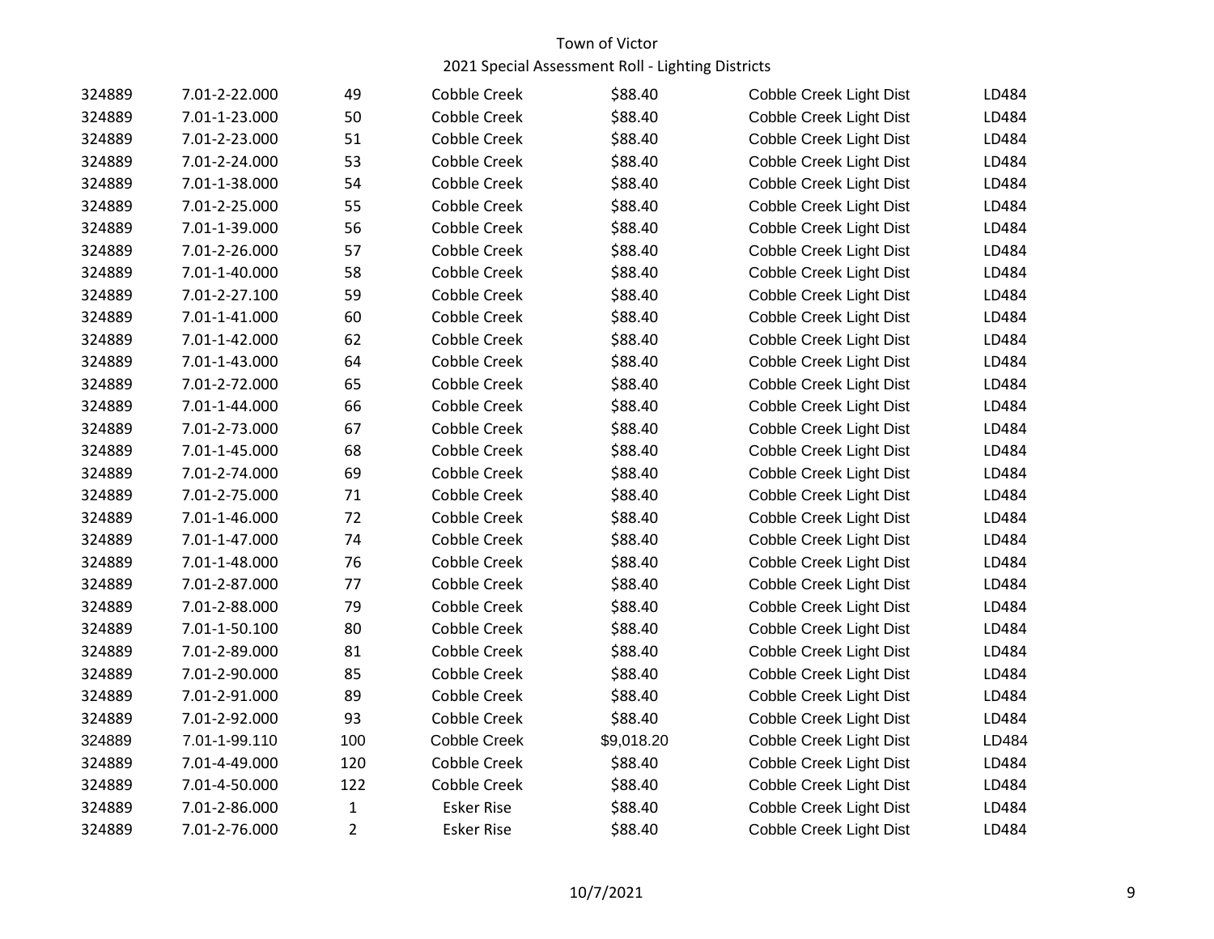Town of Victor

2021 Special Assessment Roll - Lighting Districts

| | | | | | | |
|---|---|---|---|---|---|---|
| 324889 | 7.01-2-22.000 | 49 | Cobble Creek | $88.40 | Cobble Creek Light Dist | LD484 |
| 324889 | 7.01-1-23.000 | 50 | Cobble Creek | $88.40 | Cobble Creek Light Dist | LD484 |
| 324889 | 7.01-2-23.000 | 51 | Cobble Creek | $88.40 | Cobble Creek Light Dist | LD484 |
| 324889 | 7.01-2-24.000 | 53 | Cobble Creek | $88.40 | Cobble Creek Light Dist | LD484 |
| 324889 | 7.01-1-38.000 | 54 | Cobble Creek | $88.40 | Cobble Creek Light Dist | LD484 |
| 324889 | 7.01-2-25.000 | 55 | Cobble Creek | $88.40 | Cobble Creek Light Dist | LD484 |
| 324889 | 7.01-1-39.000 | 56 | Cobble Creek | $88.40 | Cobble Creek Light Dist | LD484 |
| 324889 | 7.01-2-26.000 | 57 | Cobble Creek | $88.40 | Cobble Creek Light Dist | LD484 |
| 324889 | 7.01-1-40.000 | 58 | Cobble Creek | $88.40 | Cobble Creek Light Dist | LD484 |
| 324889 | 7.01-2-27.100 | 59 | Cobble Creek | $88.40 | Cobble Creek Light Dist | LD484 |
| 324889 | 7.01-1-41.000 | 60 | Cobble Creek | $88.40 | Cobble Creek Light Dist | LD484 |
| 324889 | 7.01-1-42.000 | 62 | Cobble Creek | $88.40 | Cobble Creek Light Dist | LD484 |
| 324889 | 7.01-1-43.000 | 64 | Cobble Creek | $88.40 | Cobble Creek Light Dist | LD484 |
| 324889 | 7.01-2-72.000 | 65 | Cobble Creek | $88.40 | Cobble Creek Light Dist | LD484 |
| 324889 | 7.01-1-44.000 | 66 | Cobble Creek | $88.40 | Cobble Creek Light Dist | LD484 |
| 324889 | 7.01-2-73.000 | 67 | Cobble Creek | $88.40 | Cobble Creek Light Dist | LD484 |
| 324889 | 7.01-1-45.000 | 68 | Cobble Creek | $88.40 | Cobble Creek Light Dist | LD484 |
| 324889 | 7.01-2-74.000 | 69 | Cobble Creek | $88.40 | Cobble Creek Light Dist | LD484 |
| 324889 | 7.01-2-75.000 | 71 | Cobble Creek | $88.40 | Cobble Creek Light Dist | LD484 |
| 324889 | 7.01-1-46.000 | 72 | Cobble Creek | $88.40 | Cobble Creek Light Dist | LD484 |
| 324889 | 7.01-1-47.000 | 74 | Cobble Creek | $88.40 | Cobble Creek Light Dist | LD484 |
| 324889 | 7.01-1-48.000 | 76 | Cobble Creek | $88.40 | Cobble Creek Light Dist | LD484 |
| 324889 | 7.01-2-87.000 | 77 | Cobble Creek | $88.40 | Cobble Creek Light Dist | LD484 |
| 324889 | 7.01-2-88.000 | 79 | Cobble Creek | $88.40 | Cobble Creek Light Dist | LD484 |
| 324889 | 7.01-1-50.100 | 80 | Cobble Creek | $88.40 | Cobble Creek Light Dist | LD484 |
| 324889 | 7.01-2-89.000 | 81 | Cobble Creek | $88.40 | Cobble Creek Light Dist | LD484 |
| 324889 | 7.01-2-90.000 | 85 | Cobble Creek | $88.40 | Cobble Creek Light Dist | LD484 |
| 324889 | 7.01-2-91.000 | 89 | Cobble Creek | $88.40 | Cobble Creek Light Dist | LD484 |
| 324889 | 7.01-2-92.000 | 93 | Cobble Creek | $88.40 | Cobble Creek Light Dist | LD484 |
| 324889 | 7.01-1-99.110 | 100 | Cobble Creek | $9,018.20 | Cobble Creek Light Dist | LD484 |
| 324889 | 7.01-4-49.000 | 120 | Cobble Creek | $88.40 | Cobble Creek Light Dist | LD484 |
| 324889 | 7.01-4-50.000 | 122 | Cobble Creek | $88.40 | Cobble Creek Light Dist | LD484 |
| 324889 | 7.01-2-86.000 | 1 | Esker Rise | $88.40 | Cobble Creek Light Dist | LD484 |
| 324889 | 7.01-2-76.000 | 2 | Esker Rise | $88.40 | Cobble Creek Light Dist | LD484 |

10/7/2021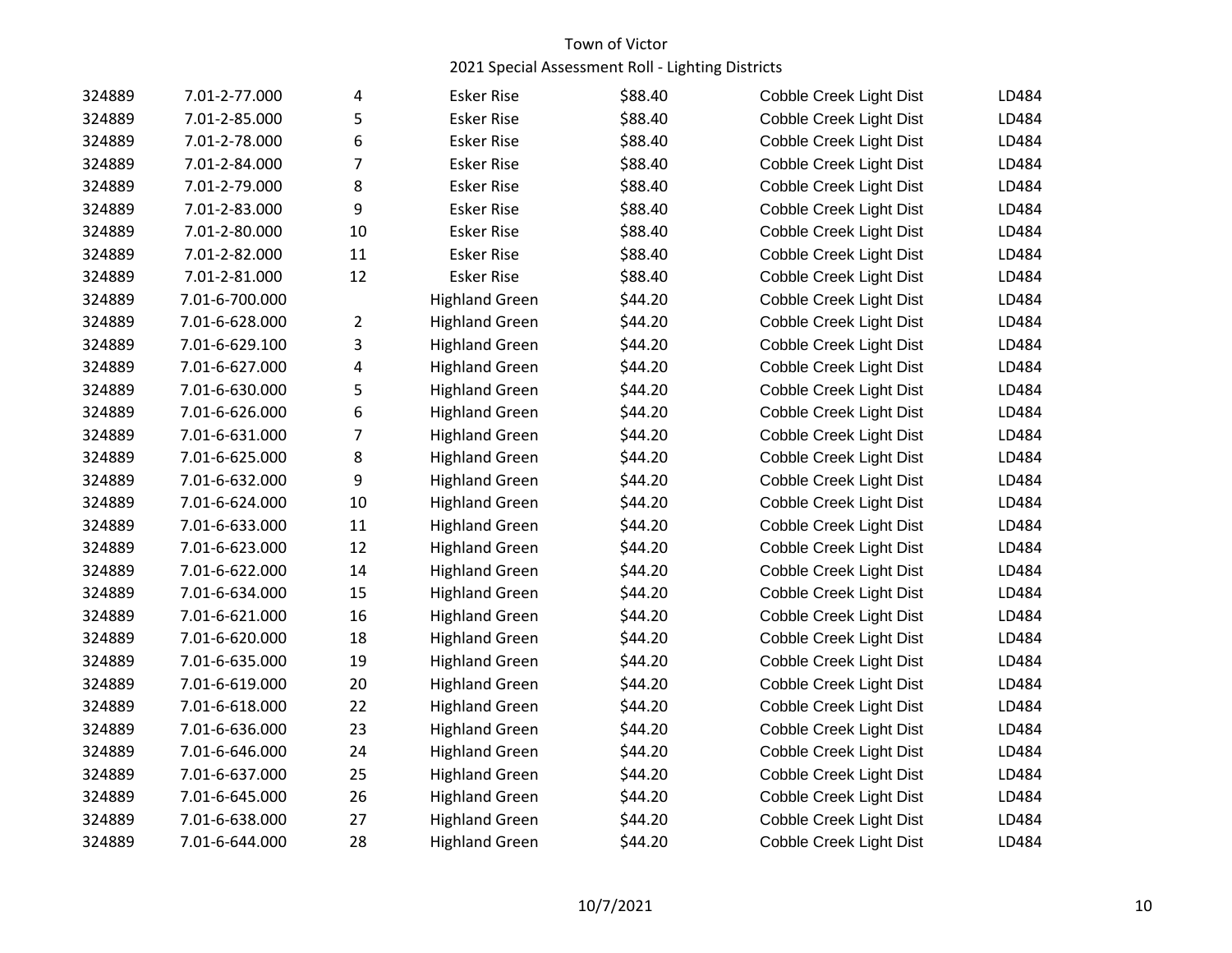Town of Victor

2021 Special Assessment Roll - Lighting Districts

| | | | | | | |
|---|---|---|---|---|---|---|
| 324889 | 7.01-2-77.000 | 4 | Esker Rise | $88.40 | Cobble Creek Light Dist | LD484 |
| 324889 | 7.01-2-85.000 | 5 | Esker Rise | $88.40 | Cobble Creek Light Dist | LD484 |
| 324889 | 7.01-2-78.000 | 6 | Esker Rise | $88.40 | Cobble Creek Light Dist | LD484 |
| 324889 | 7.01-2-84.000 | 7 | Esker Rise | $88.40 | Cobble Creek Light Dist | LD484 |
| 324889 | 7.01-2-79.000 | 8 | Esker Rise | $88.40 | Cobble Creek Light Dist | LD484 |
| 324889 | 7.01-2-83.000 | 9 | Esker Rise | $88.40 | Cobble Creek Light Dist | LD484 |
| 324889 | 7.01-2-80.000 | 10 | Esker Rise | $88.40 | Cobble Creek Light Dist | LD484 |
| 324889 | 7.01-2-82.000 | 11 | Esker Rise | $88.40 | Cobble Creek Light Dist | LD484 |
| 324889 | 7.01-2-81.000 | 12 | Esker Rise | $88.40 | Cobble Creek Light Dist | LD484 |
| 324889 | 7.01-6-700.000 | | Highland Green | $44.20 | Cobble Creek Light Dist | LD484 |
| 324889 | 7.01-6-628.000 | 2 | Highland Green | $44.20 | Cobble Creek Light Dist | LD484 |
| 324889 | 7.01-6-629.100 | 3 | Highland Green | $44.20 | Cobble Creek Light Dist | LD484 |
| 324889 | 7.01-6-627.000 | 4 | Highland Green | $44.20 | Cobble Creek Light Dist | LD484 |
| 324889 | 7.01-6-630.000 | 5 | Highland Green | $44.20 | Cobble Creek Light Dist | LD484 |
| 324889 | 7.01-6-626.000 | 6 | Highland Green | $44.20 | Cobble Creek Light Dist | LD484 |
| 324889 | 7.01-6-631.000 | 7 | Highland Green | $44.20 | Cobble Creek Light Dist | LD484 |
| 324889 | 7.01-6-625.000 | 8 | Highland Green | $44.20 | Cobble Creek Light Dist | LD484 |
| 324889 | 7.01-6-632.000 | 9 | Highland Green | $44.20 | Cobble Creek Light Dist | LD484 |
| 324889 | 7.01-6-624.000 | 10 | Highland Green | $44.20 | Cobble Creek Light Dist | LD484 |
| 324889 | 7.01-6-633.000 | 11 | Highland Green | $44.20 | Cobble Creek Light Dist | LD484 |
| 324889 | 7.01-6-623.000 | 12 | Highland Green | $44.20 | Cobble Creek Light Dist | LD484 |
| 324889 | 7.01-6-622.000 | 14 | Highland Green | $44.20 | Cobble Creek Light Dist | LD484 |
| 324889 | 7.01-6-634.000 | 15 | Highland Green | $44.20 | Cobble Creek Light Dist | LD484 |
| 324889 | 7.01-6-621.000 | 16 | Highland Green | $44.20 | Cobble Creek Light Dist | LD484 |
| 324889 | 7.01-6-620.000 | 18 | Highland Green | $44.20 | Cobble Creek Light Dist | LD484 |
| 324889 | 7.01-6-635.000 | 19 | Highland Green | $44.20 | Cobble Creek Light Dist | LD484 |
| 324889 | 7.01-6-619.000 | 20 | Highland Green | $44.20 | Cobble Creek Light Dist | LD484 |
| 324889 | 7.01-6-618.000 | 22 | Highland Green | $44.20 | Cobble Creek Light Dist | LD484 |
| 324889 | 7.01-6-636.000 | 23 | Highland Green | $44.20 | Cobble Creek Light Dist | LD484 |
| 324889 | 7.01-6-646.000 | 24 | Highland Green | $44.20 | Cobble Creek Light Dist | LD484 |
| 324889 | 7.01-6-637.000 | 25 | Highland Green | $44.20 | Cobble Creek Light Dist | LD484 |
| 324889 | 7.01-6-645.000 | 26 | Highland Green | $44.20 | Cobble Creek Light Dist | LD484 |
| 324889 | 7.01-6-638.000 | 27 | Highland Green | $44.20 | Cobble Creek Light Dist | LD484 |
| 324889 | 7.01-6-644.000 | 28 | Highland Green | $44.20 | Cobble Creek Light Dist | LD484 |

10/7/2021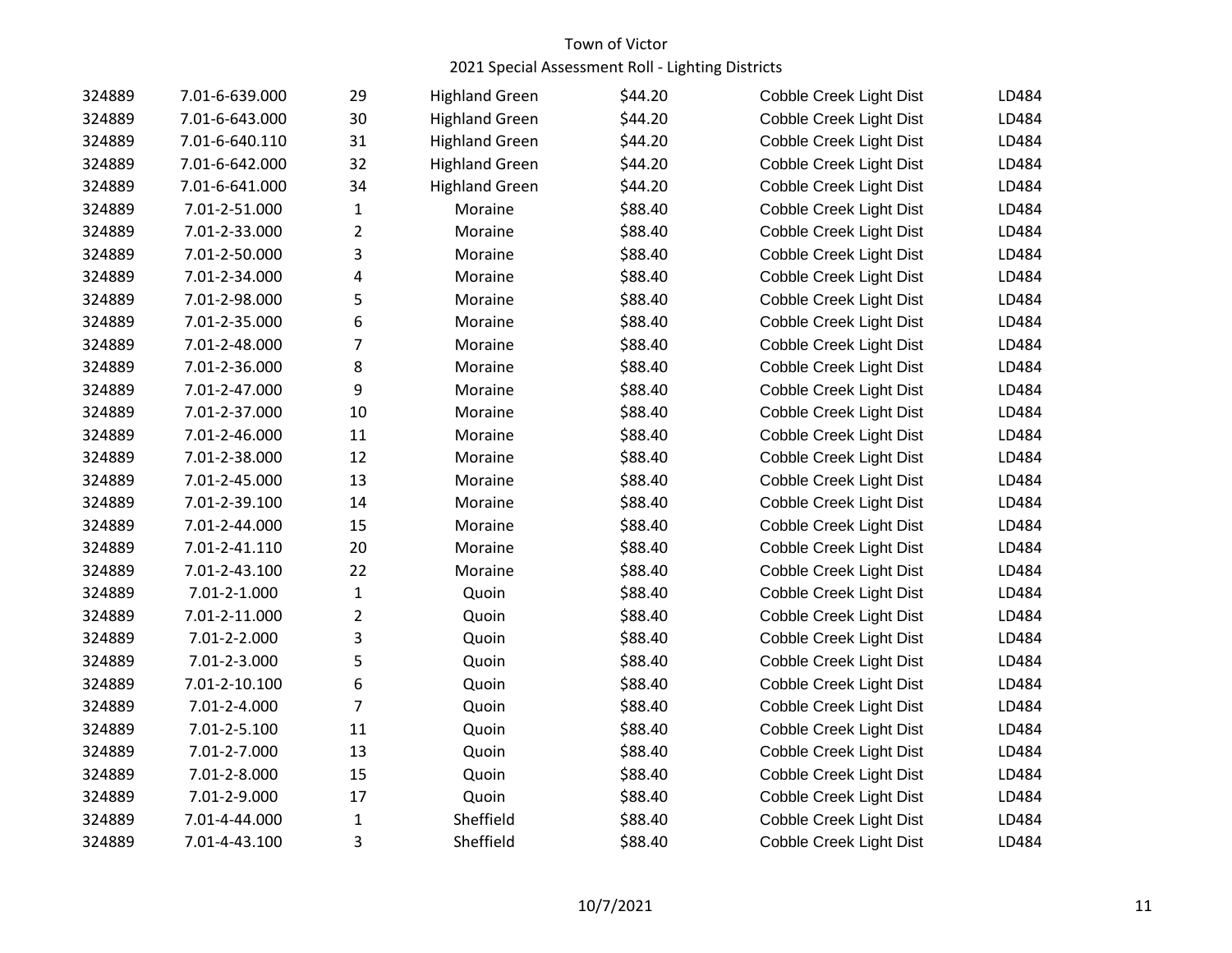Town of Victor

2021 Special Assessment Roll - Lighting Districts

| | | | | | | |
|---|---|---|---|---|---|---|
| 324889 | 7.01-6-639.000 | 29 | Highland Green | $44.20 | Cobble Creek Light Dist | LD484 |
| 324889 | 7.01-6-643.000 | 30 | Highland Green | $44.20 | Cobble Creek Light Dist | LD484 |
| 324889 | 7.01-6-640.110 | 31 | Highland Green | $44.20 | Cobble Creek Light Dist | LD484 |
| 324889 | 7.01-6-642.000 | 32 | Highland Green | $44.20 | Cobble Creek Light Dist | LD484 |
| 324889 | 7.01-6-641.000 | 34 | Highland Green | $44.20 | Cobble Creek Light Dist | LD484 |
| 324889 | 7.01-2-51.000 | 1 | Moraine | $88.40 | Cobble Creek Light Dist | LD484 |
| 324889 | 7.01-2-33.000 | 2 | Moraine | $88.40 | Cobble Creek Light Dist | LD484 |
| 324889 | 7.01-2-50.000 | 3 | Moraine | $88.40 | Cobble Creek Light Dist | LD484 |
| 324889 | 7.01-2-34.000 | 4 | Moraine | $88.40 | Cobble Creek Light Dist | LD484 |
| 324889 | 7.01-2-98.000 | 5 | Moraine | $88.40 | Cobble Creek Light Dist | LD484 |
| 324889 | 7.01-2-35.000 | 6 | Moraine | $88.40 | Cobble Creek Light Dist | LD484 |
| 324889 | 7.01-2-48.000 | 7 | Moraine | $88.40 | Cobble Creek Light Dist | LD484 |
| 324889 | 7.01-2-36.000 | 8 | Moraine | $88.40 | Cobble Creek Light Dist | LD484 |
| 324889 | 7.01-2-47.000 | 9 | Moraine | $88.40 | Cobble Creek Light Dist | LD484 |
| 324889 | 7.01-2-37.000 | 10 | Moraine | $88.40 | Cobble Creek Light Dist | LD484 |
| 324889 | 7.01-2-46.000 | 11 | Moraine | $88.40 | Cobble Creek Light Dist | LD484 |
| 324889 | 7.01-2-38.000 | 12 | Moraine | $88.40 | Cobble Creek Light Dist | LD484 |
| 324889 | 7.01-2-45.000 | 13 | Moraine | $88.40 | Cobble Creek Light Dist | LD484 |
| 324889 | 7.01-2-39.100 | 14 | Moraine | $88.40 | Cobble Creek Light Dist | LD484 |
| 324889 | 7.01-2-44.000 | 15 | Moraine | $88.40 | Cobble Creek Light Dist | LD484 |
| 324889 | 7.01-2-41.110 | 20 | Moraine | $88.40 | Cobble Creek Light Dist | LD484 |
| 324889 | 7.01-2-43.100 | 22 | Moraine | $88.40 | Cobble Creek Light Dist | LD484 |
| 324889 | 7.01-2-1.000 | 1 | Quoin | $88.40 | Cobble Creek Light Dist | LD484 |
| 324889 | 7.01-2-11.000 | 2 | Quoin | $88.40 | Cobble Creek Light Dist | LD484 |
| 324889 | 7.01-2-2.000 | 3 | Quoin | $88.40 | Cobble Creek Light Dist | LD484 |
| 324889 | 7.01-2-3.000 | 5 | Quoin | $88.40 | Cobble Creek Light Dist | LD484 |
| 324889 | 7.01-2-10.100 | 6 | Quoin | $88.40 | Cobble Creek Light Dist | LD484 |
| 324889 | 7.01-2-4.000 | 7 | Quoin | $88.40 | Cobble Creek Light Dist | LD484 |
| 324889 | 7.01-2-5.100 | 11 | Quoin | $88.40 | Cobble Creek Light Dist | LD484 |
| 324889 | 7.01-2-7.000 | 13 | Quoin | $88.40 | Cobble Creek Light Dist | LD484 |
| 324889 | 7.01-2-8.000 | 15 | Quoin | $88.40 | Cobble Creek Light Dist | LD484 |
| 324889 | 7.01-2-9.000 | 17 | Quoin | $88.40 | Cobble Creek Light Dist | LD484 |
| 324889 | 7.01-4-44.000 | 1 | Sheffield | $88.40 | Cobble Creek Light Dist | LD484 |
| 324889 | 7.01-4-43.100 | 3 | Sheffield | $88.40 | Cobble Creek Light Dist | LD484 |

10/7/2021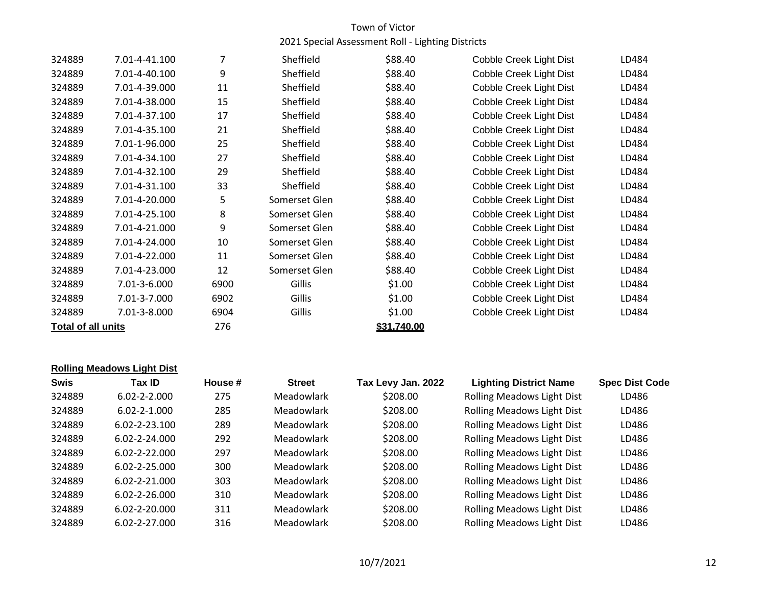Town of Victor

2021 Special Assessment Roll - Lighting Districts

| | | | | | | |
|---|---|---|---|---|---|---|
| 324889 | 7.01-4-41.100 | 7 | Sheffield | $88.40 | Cobble Creek Light Dist | LD484 |
| 324889 | 7.01-4-40.100 | 9 | Sheffield | $88.40 | Cobble Creek Light Dist | LD484 |
| 324889 | 7.01-4-39.000 | 11 | Sheffield | $88.40 | Cobble Creek Light Dist | LD484 |
| 324889 | 7.01-4-38.000 | 15 | Sheffield | $88.40 | Cobble Creek Light Dist | LD484 |
| 324889 | 7.01-4-37.100 | 17 | Sheffield | $88.40 | Cobble Creek Light Dist | LD484 |
| 324889 | 7.01-4-35.100 | 21 | Sheffield | $88.40 | Cobble Creek Light Dist | LD484 |
| 324889 | 7.01-1-96.000 | 25 | Sheffield | $88.40 | Cobble Creek Light Dist | LD484 |
| 324889 | 7.01-4-34.100 | 27 | Sheffield | $88.40 | Cobble Creek Light Dist | LD484 |
| 324889 | 7.01-4-32.100 | 29 | Sheffield | $88.40 | Cobble Creek Light Dist | LD484 |
| 324889 | 7.01-4-31.100 | 33 | Sheffield | $88.40 | Cobble Creek Light Dist | LD484 |
| 324889 | 7.01-4-20.000 | 5 | Somerset Glen | $88.40 | Cobble Creek Light Dist | LD484 |
| 324889 | 7.01-4-25.100 | 8 | Somerset Glen | $88.40 | Cobble Creek Light Dist | LD484 |
| 324889 | 7.01-4-21.000 | 9 | Somerset Glen | $88.40 | Cobble Creek Light Dist | LD484 |
| 324889 | 7.01-4-24.000 | 10 | Somerset Glen | $88.40 | Cobble Creek Light Dist | LD484 |
| 324889 | 7.01-4-22.000 | 11 | Somerset Glen | $88.40 | Cobble Creek Light Dist | LD484 |
| 324889 | 7.01-4-23.000 | 12 | Somerset Glen | $88.40 | Cobble Creek Light Dist | LD484 |
| 324889 | 7.01-3-6.000 | 6900 | Gillis | $1.00 | Cobble Creek Light Dist | LD484 |
| 324889 | 7.01-3-7.000 | 6902 | Gillis | $1.00 | Cobble Creek Light Dist | LD484 |
| 324889 | 7.01-3-8.000 | 6904 | Gillis | $1.00 | Cobble Creek Light Dist | LD484 |
| **Total of all units** | | 276 | | **$31,740.00** | | |

**Rolling Meadows Light Dist**

| Swis | Tax ID | House # | Street | Tax Levy Jan. 2022 | Lighting District Name | Spec Dist Code |
|---|---|---|---|---|---|---|
| 324889 | 6.02-2-2.000 | 275 | Meadowlark | $208.00 | Rolling Meadows Light Dist | LD486 |
| 324889 | 6.02-2-1.000 | 285 | Meadowlark | $208.00 | Rolling Meadows Light Dist | LD486 |
| 324889 | 6.02-2-23.100 | 289 | Meadowlark | $208.00 | Rolling Meadows Light Dist | LD486 |
| 324889 | 6.02-2-24.000 | 292 | Meadowlark | $208.00 | Rolling Meadows Light Dist | LD486 |
| 324889 | 6.02-2-22.000 | 297 | Meadowlark | $208.00 | Rolling Meadows Light Dist | LD486 |
| 324889 | 6.02-2-25.000 | 300 | Meadowlark | $208.00 | Rolling Meadows Light Dist | LD486 |
| 324889 | 6.02-2-21.000 | 303 | Meadowlark | $208.00 | Rolling Meadows Light Dist | LD486 |
| 324889 | 6.02-2-26.000 | 310 | Meadowlark | $208.00 | Rolling Meadows Light Dist | LD486 |
| 324889 | 6.02-2-20.000 | 311 | Meadowlark | $208.00 | Rolling Meadows Light Dist | LD486 |
| 324889 | 6.02-2-27.000 | 316 | Meadowlark | $208.00 | Rolling Meadows Light Dist | LD486 |

10/7/2021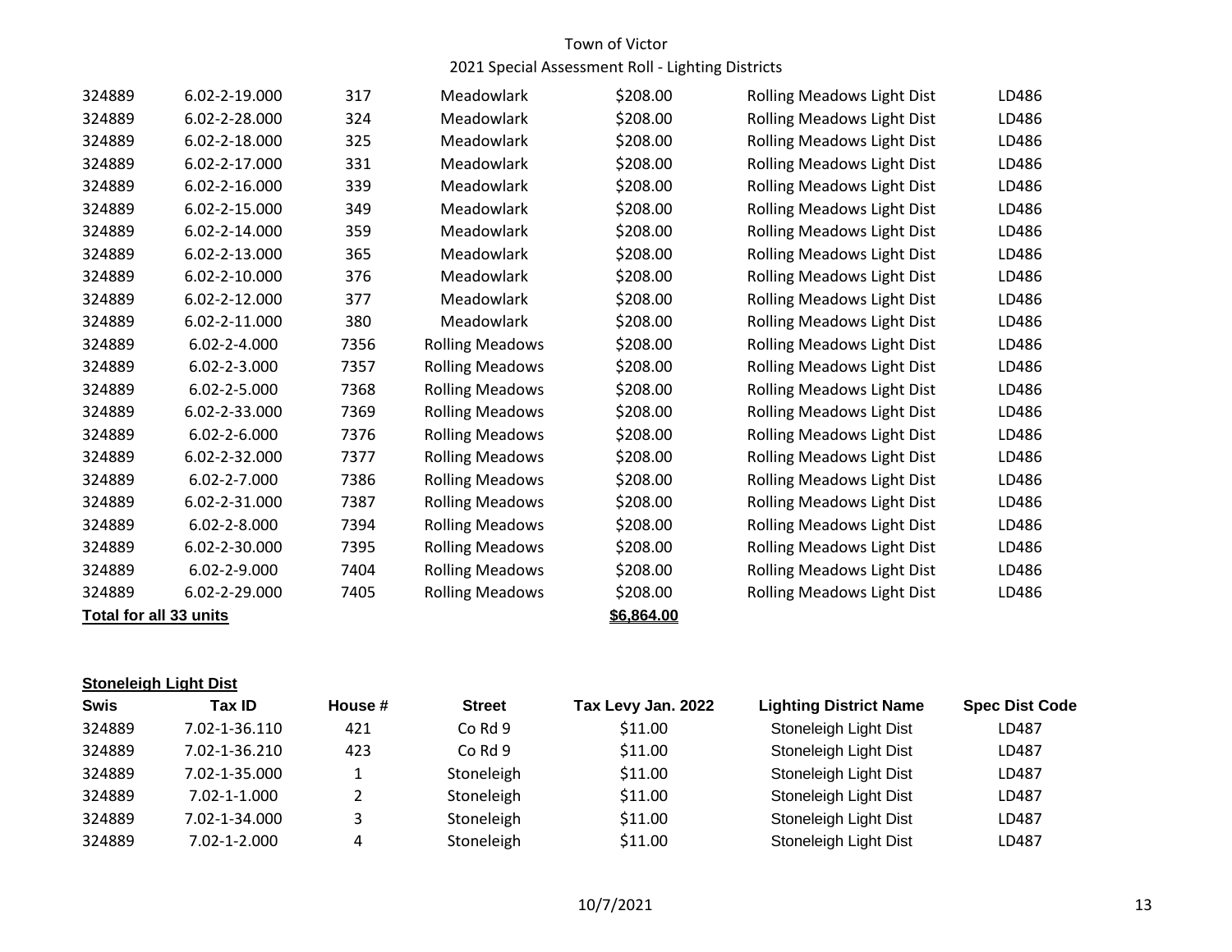Town of Victor

2021 Special Assessment Roll - Lighting Districts

| | | | | | | |
|---|---|---|---|---|---|---|
| 324889 | 6.02-2-19.000 | 317 | Meadowlark | $208.00 | Rolling Meadows Light Dist | LD486 |
| 324889 | 6.02-2-28.000 | 324 | Meadowlark | $208.00 | Rolling Meadows Light Dist | LD486 |
| 324889 | 6.02-2-18.000 | 325 | Meadowlark | $208.00 | Rolling Meadows Light Dist | LD486 |
| 324889 | 6.02-2-17.000 | 331 | Meadowlark | $208.00 | Rolling Meadows Light Dist | LD486 |
| 324889 | 6.02-2-16.000 | 339 | Meadowlark | $208.00 | Rolling Meadows Light Dist | LD486 |
| 324889 | 6.02-2-15.000 | 349 | Meadowlark | $208.00 | Rolling Meadows Light Dist | LD486 |
| 324889 | 6.02-2-14.000 | 359 | Meadowlark | $208.00 | Rolling Meadows Light Dist | LD486 |
| 324889 | 6.02-2-13.000 | 365 | Meadowlark | $208.00 | Rolling Meadows Light Dist | LD486 |
| 324889 | 6.02-2-10.000 | 376 | Meadowlark | $208.00 | Rolling Meadows Light Dist | LD486 |
| 324889 | 6.02-2-12.000 | 377 | Meadowlark | $208.00 | Rolling Meadows Light Dist | LD486 |
| 324889 | 6.02-2-11.000 | 380 | Meadowlark | $208.00 | Rolling Meadows Light Dist | LD486 |
| 324889 | 6.02-2-4.000 | 7356 | Rolling Meadows | $208.00 | Rolling Meadows Light Dist | LD486 |
| 324889 | 6.02-2-3.000 | 7357 | Rolling Meadows | $208.00 | Rolling Meadows Light Dist | LD486 |
| 324889 | 6.02-2-5.000 | 7368 | Rolling Meadows | $208.00 | Rolling Meadows Light Dist | LD486 |
| 324889 | 6.02-2-33.000 | 7369 | Rolling Meadows | $208.00 | Rolling Meadows Light Dist | LD486 |
| 324889 | 6.02-2-6.000 | 7376 | Rolling Meadows | $208.00 | Rolling Meadows Light Dist | LD486 |
| 324889 | 6.02-2-32.000 | 7377 | Rolling Meadows | $208.00 | Rolling Meadows Light Dist | LD486 |
| 324889 | 6.02-2-7.000 | 7386 | Rolling Meadows | $208.00 | Rolling Meadows Light Dist | LD486 |
| 324889 | 6.02-2-31.000 | 7387 | Rolling Meadows | $208.00 | Rolling Meadows Light Dist | LD486 |
| 324889 | 6.02-2-8.000 | 7394 | Rolling Meadows | $208.00 | Rolling Meadows Light Dist | LD486 |
| 324889 | 6.02-2-30.000 | 7395 | Rolling Meadows | $208.00 | Rolling Meadows Light Dist | LD486 |
| 324889 | 6.02-2-9.000 | 7404 | Rolling Meadows | $208.00 | Rolling Meadows Light Dist | LD486 |
| 324889 | 6.02-2-29.000 | 7405 | Rolling Meadows | $208.00 | Rolling Meadows Light Dist | LD486 |
| **Total for all 33 units** | | | | **$6,864.00** | | |

**Stoneleigh Light Dist**

| Swis | Tax ID | House # | Street | Tax Levy Jan. 2022 | Lighting District Name | Spec Dist Code |
|---|---|---|---|---|---|---|
| 324889 | 7.02-1-36.110 | 421 | Co Rd 9 | $11.00 | Stoneleigh Light Dist | LD487 |
| 324889 | 7.02-1-36.210 | 423 | Co Rd 9 | $11.00 | Stoneleigh Light Dist | LD487 |
| 324889 | 7.02-1-35.000 | 1 | Stoneleigh | $11.00 | Stoneleigh Light Dist | LD487 |
| 324889 | 7.02-1-1.000 | 2 | Stoneleigh | $11.00 | Stoneleigh Light Dist | LD487 |
| 324889 | 7.02-1-34.000 | 3 | Stoneleigh | $11.00 | Stoneleigh Light Dist | LD487 |
| 324889 | 7.02-1-2.000 | 4 | Stoneleigh | $11.00 | Stoneleigh Light Dist | LD487 |

10/7/2021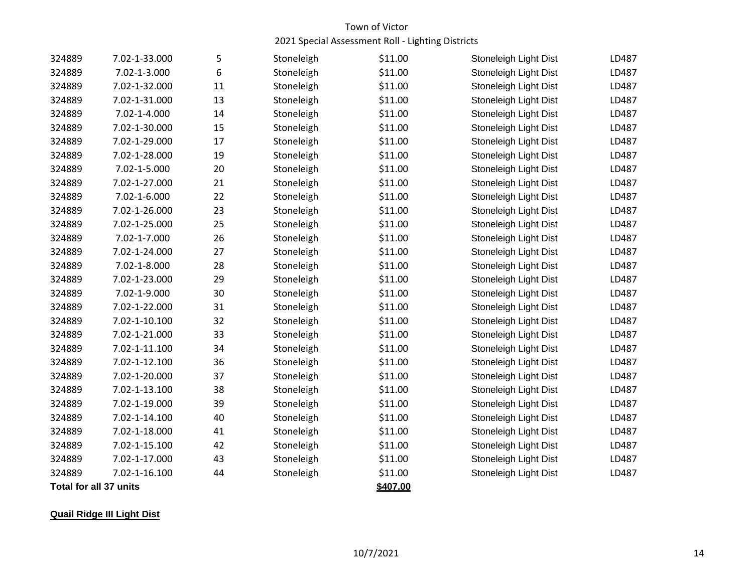| | | | | | | |
|---|---|---|---|---|---|---|
| 324889 | 7.02-1-33.000 | 5 | Stoneleigh | $11.00 | Stoneleigh Light Dist | LD487 |
| 324889 | 7.02-1-3.000 | 6 | Stoneleigh | $11.00 | Stoneleigh Light Dist | LD487 |
| 324889 | 7.02-1-32.000 | 11 | Stoneleigh | $11.00 | Stoneleigh Light Dist | LD487 |
| 324889 | 7.02-1-31.000 | 13 | Stoneleigh | $11.00 | Stoneleigh Light Dist | LD487 |
| 324889 | 7.02-1-4.000 | 14 | Stoneleigh | $11.00 | Stoneleigh Light Dist | LD487 |
| 324889 | 7.02-1-30.000 | 15 | Stoneleigh | $11.00 | Stoneleigh Light Dist | LD487 |
| 324889 | 7.02-1-29.000 | 17 | Stoneleigh | $11.00 | Stoneleigh Light Dist | LD487 |
| 324889 | 7.02-1-28.000 | 19 | Stoneleigh | $11.00 | Stoneleigh Light Dist | LD487 |
| 324889 | 7.02-1-5.000 | 20 | Stoneleigh | $11.00 | Stoneleigh Light Dist | LD487 |
| 324889 | 7.02-1-27.000 | 21 | Stoneleigh | $11.00 | Stoneleigh Light Dist | LD487 |
| 324889 | 7.02-1-6.000 | 22 | Stoneleigh | $11.00 | Stoneleigh Light Dist | LD487 |
| 324889 | 7.02-1-26.000 | 23 | Stoneleigh | $11.00 | Stoneleigh Light Dist | LD487 |
| 324889 | 7.02-1-25.000 | 25 | Stoneleigh | $11.00 | Stoneleigh Light Dist | LD487 |
| 324889 | 7.02-1-7.000 | 26 | Stoneleigh | $11.00 | Stoneleigh Light Dist | LD487 |
| 324889 | 7.02-1-24.000 | 27 | Stoneleigh | $11.00 | Stoneleigh Light Dist | LD487 |
| 324889 | 7.02-1-8.000 | 28 | Stoneleigh | $11.00 | Stoneleigh Light Dist | LD487 |
| 324889 | 7.02-1-23.000 | 29 | Stoneleigh | $11.00 | Stoneleigh Light Dist | LD487 |
| 324889 | 7.02-1-9.000 | 30 | Stoneleigh | $11.00 | Stoneleigh Light Dist | LD487 |
| 324889 | 7.02-1-22.000 | 31 | Stoneleigh | $11.00 | Stoneleigh Light Dist | LD487 |
| 324889 | 7.02-1-10.100 | 32 | Stoneleigh | $11.00 | Stoneleigh Light Dist | LD487 |
| 324889 | 7.02-1-21.000 | 33 | Stoneleigh | $11.00 | Stoneleigh Light Dist | LD487 |
| 324889 | 7.02-1-11.100 | 34 | Stoneleigh | $11.00 | Stoneleigh Light Dist | LD487 |
| 324889 | 7.02-1-12.100 | 36 | Stoneleigh | $11.00 | Stoneleigh Light Dist | LD487 |
| 324889 | 7.02-1-20.000 | 37 | Stoneleigh | $11.00 | Stoneleigh Light Dist | LD487 |
| 324889 | 7.02-1-13.100 | 38 | Stoneleigh | $11.00 | Stoneleigh Light Dist | LD487 |
| 324889 | 7.02-1-19.000 | 39 | Stoneleigh | $11.00 | Stoneleigh Light Dist | LD487 |
| 324889 | 7.02-1-14.100 | 40 | Stoneleigh | $11.00 | Stoneleigh Light Dist | LD487 |
| 324889 | 7.02-1-18.000 | 41 | Stoneleigh | $11.00 | Stoneleigh Light Dist | LD487 |
| 324889 | 7.02-1-15.100 | 42 | Stoneleigh | $11.00 | Stoneleigh Light Dist | LD487 |
| 324889 | 7.02-1-17.000 | 43 | Stoneleigh | $11.00 | Stoneleigh Light Dist | LD487 |
| 324889 | 7.02-1-16.100 | 44 | Stoneleigh | $11.00 | Stoneleigh Light Dist | LD487 |
| **Total for all 37 units** | | | | **$407.00** | | |

**Quail Ridge III Light Dist**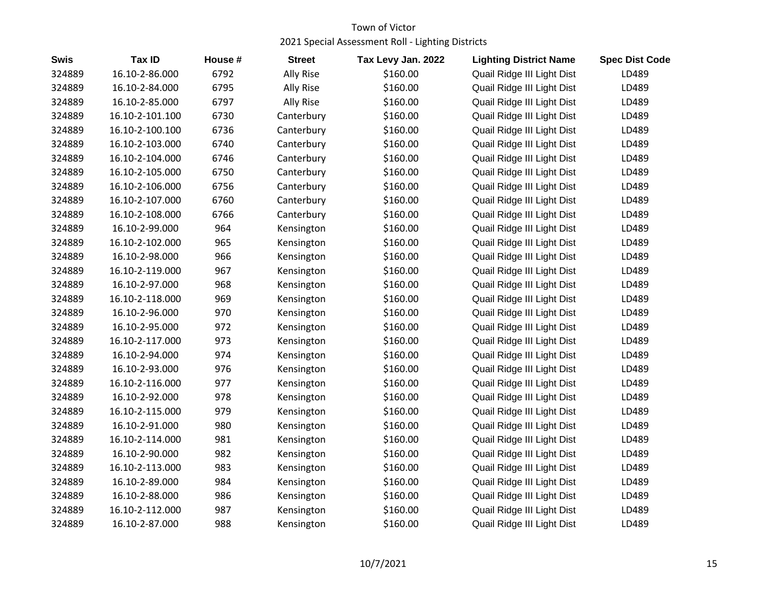Town of Victor

2021 Special Assessment Roll - Lighting Districts

| Swis | Tax ID | House # | Street | Tax Levy Jan. 2022 | Lighting District Name | Spec Dist Code |
|---|---|---|---|---|---|---|
| 324889 | 16.10-2-86.000 | 6792 | Ally Rise | $160.00 | Quail Ridge III Light Dist | LD489 |
| 324889 | 16.10-2-84.000 | 6795 | Ally Rise | $160.00 | Quail Ridge III Light Dist | LD489 |
| 324889 | 16.10-2-85.000 | 6797 | Ally Rise | $160.00 | Quail Ridge III Light Dist | LD489 |
| 324889 | 16.10-2-101.100 | 6730 | Canterbury | $160.00 | Quail Ridge III Light Dist | LD489 |
| 324889 | 16.10-2-100.100 | 6736 | Canterbury | $160.00 | Quail Ridge III Light Dist | LD489 |
| 324889 | 16.10-2-103.000 | 6740 | Canterbury | $160.00 | Quail Ridge III Light Dist | LD489 |
| 324889 | 16.10-2-104.000 | 6746 | Canterbury | $160.00 | Quail Ridge III Light Dist | LD489 |
| 324889 | 16.10-2-105.000 | 6750 | Canterbury | $160.00 | Quail Ridge III Light Dist | LD489 |
| 324889 | 16.10-2-106.000 | 6756 | Canterbury | $160.00 | Quail Ridge III Light Dist | LD489 |
| 324889 | 16.10-2-107.000 | 6760 | Canterbury | $160.00 | Quail Ridge III Light Dist | LD489 |
| 324889 | 16.10-2-108.000 | 6766 | Canterbury | $160.00 | Quail Ridge III Light Dist | LD489 |
| 324889 | 16.10-2-99.000 | 964 | Kensington | $160.00 | Quail Ridge III Light Dist | LD489 |
| 324889 | 16.10-2-102.000 | 965 | Kensington | $160.00 | Quail Ridge III Light Dist | LD489 |
| 324889 | 16.10-2-98.000 | 966 | Kensington | $160.00 | Quail Ridge III Light Dist | LD489 |
| 324889 | 16.10-2-119.000 | 967 | Kensington | $160.00 | Quail Ridge III Light Dist | LD489 |
| 324889 | 16.10-2-97.000 | 968 | Kensington | $160.00 | Quail Ridge III Light Dist | LD489 |
| 324889 | 16.10-2-118.000 | 969 | Kensington | $160.00 | Quail Ridge III Light Dist | LD489 |
| 324889 | 16.10-2-96.000 | 970 | Kensington | $160.00 | Quail Ridge III Light Dist | LD489 |
| 324889 | 16.10-2-95.000 | 972 | Kensington | $160.00 | Quail Ridge III Light Dist | LD489 |
| 324889 | 16.10-2-117.000 | 973 | Kensington | $160.00 | Quail Ridge III Light Dist | LD489 |
| 324889 | 16.10-2-94.000 | 974 | Kensington | $160.00 | Quail Ridge III Light Dist | LD489 |
| 324889 | 16.10-2-93.000 | 976 | Kensington | $160.00 | Quail Ridge III Light Dist | LD489 |
| 324889 | 16.10-2-116.000 | 977 | Kensington | $160.00 | Quail Ridge III Light Dist | LD489 |
| 324889 | 16.10-2-92.000 | 978 | Kensington | $160.00 | Quail Ridge III Light Dist | LD489 |
| 324889 | 16.10-2-115.000 | 979 | Kensington | $160.00 | Quail Ridge III Light Dist | LD489 |
| 324889 | 16.10-2-91.000 | 980 | Kensington | $160.00 | Quail Ridge III Light Dist | LD489 |
| 324889 | 16.10-2-114.000 | 981 | Kensington | $160.00 | Quail Ridge III Light Dist | LD489 |
| 324889 | 16.10-2-90.000 | 982 | Kensington | $160.00 | Quail Ridge III Light Dist | LD489 |
| 324889 | 16.10-2-113.000 | 983 | Kensington | $160.00 | Quail Ridge III Light Dist | LD489 |
| 324889 | 16.10-2-89.000 | 984 | Kensington | $160.00 | Quail Ridge III Light Dist | LD489 |
| 324889 | 16.10-2-88.000 | 986 | Kensington | $160.00 | Quail Ridge III Light Dist | LD489 |
| 324889 | 16.10-2-112.000 | 987 | Kensington | $160.00 | Quail Ridge III Light Dist | LD489 |
| 324889 | 16.10-2-87.000 | 988 | Kensington | $160.00 | Quail Ridge III Light Dist | LD489 |

10/7/2021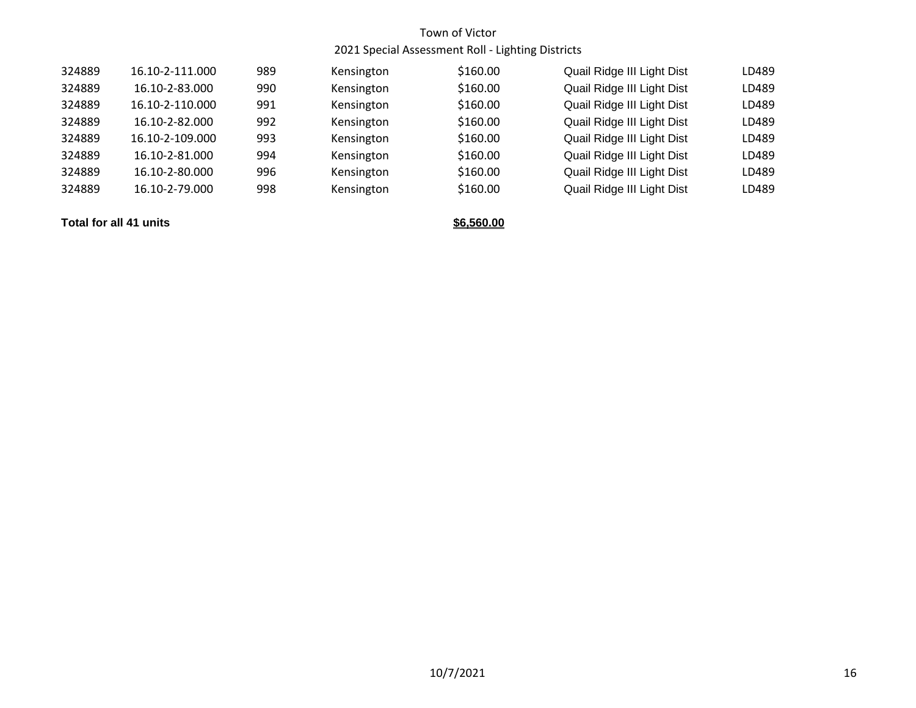Town of Victor

2021 Special Assessment Roll - Lighting Districts

| | | | | | | |
|---|---|---|---|---|---|---|
| 324889 | 16.10-2-111.000 | 989 | Kensington | $160.00 | Quail Ridge III Light Dist | LD489 |
| 324889 | 16.10-2-83.000 | 990 | Kensington | $160.00 | Quail Ridge III Light Dist | LD489 |
| 324889 | 16.10-2-110.000 | 991 | Kensington | $160.00 | Quail Ridge III Light Dist | LD489 |
| 324889 | 16.10-2-82.000 | 992 | Kensington | $160.00 | Quail Ridge III Light Dist | LD489 |
| 324889 | 16.10-2-109.000 | 993 | Kensington | $160.00 | Quail Ridge III Light Dist | LD489 |
| 324889 | 16.10-2-81.000 | 994 | Kensington | $160.00 | Quail Ridge III Light Dist | LD489 |
| 324889 | 16.10-2-80.000 | 996 | Kensington | $160.00 | Quail Ridge III Light Dist | LD489 |
| 324889 | 16.10-2-79.000 | 998 | Kensington | $160.00 | Quail Ridge III Light Dist | LD489 |
| **Total for all 41 units** | | | | **$6,560.00** | | |

10/7/2021